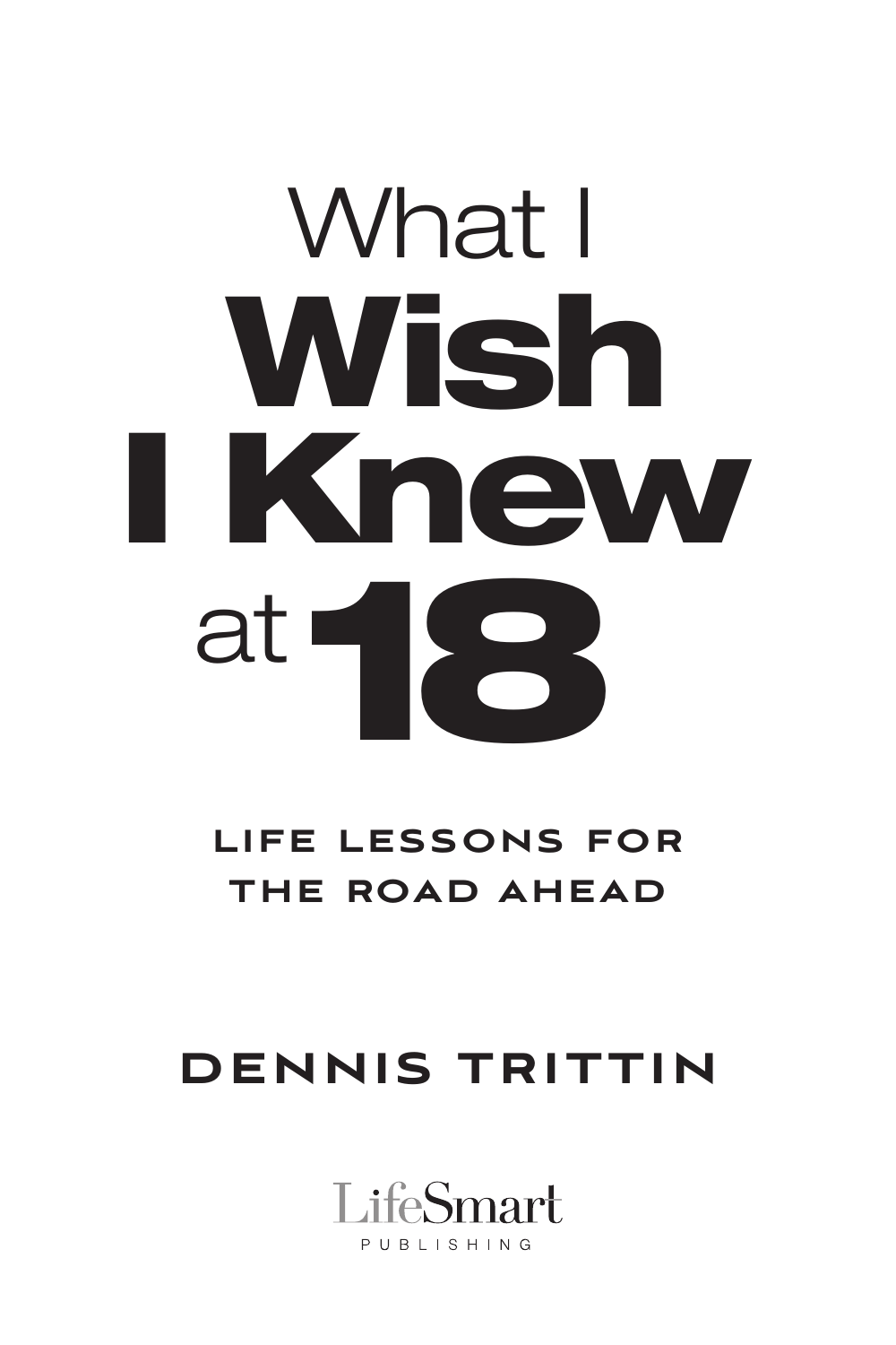# What I Wish I Knew at 18

## LIFE LESSONS FOR THE ROAD AHEAD

**DENNIS TRITTIN**

LifeSmart
PUBLISHING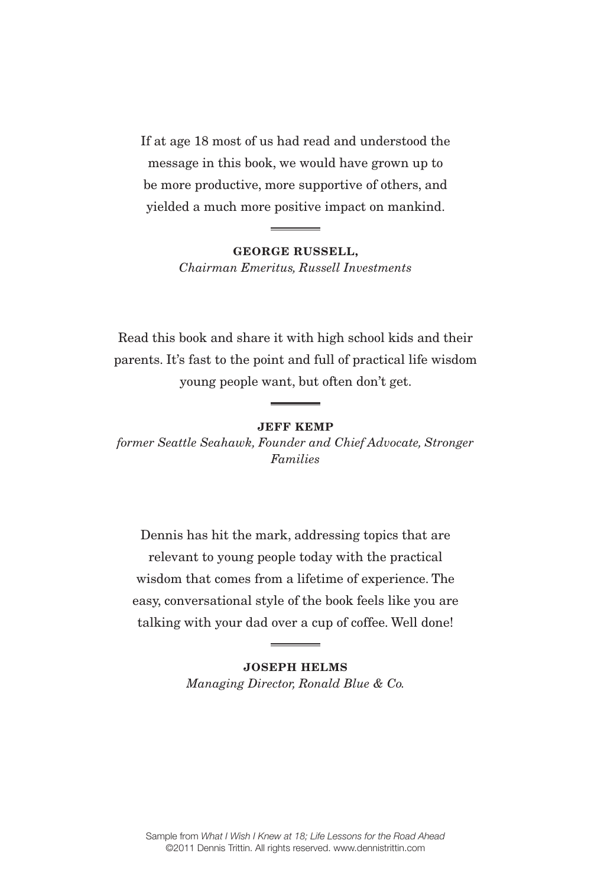If at age 18 most of us had read and understood the message in this book, we would have grown up to be more productive, more supportive of others, and yielded a much more positive impact on mankind.

**GEORGE RUSSELL,**
*Chairman Emeritus, Russell Investments*

Read this book and share it with high school kids and their parents. It's fast to the point and full of practical life wisdom young people want, but often don't get.

**JEFF KEMP**
*former Seattle Seahawk, Founder and Chief Advocate, Stronger Families*

Dennis has hit the mark, addressing topics that are relevant to young people today with the practical wisdom that comes from a lifetime of experience. The easy, conversational style of the book feels like you are talking with your dad over a cup of coffee. Well done!

**JOSEPH HELMS**
*Managing Director, Ronald Blue & Co.*

Sample from *What I Wish I Knew at 18; Life Lessons for the Road Ahead*
©2011 Dennis Trittin. All rights reserved. www.dennistrittin.com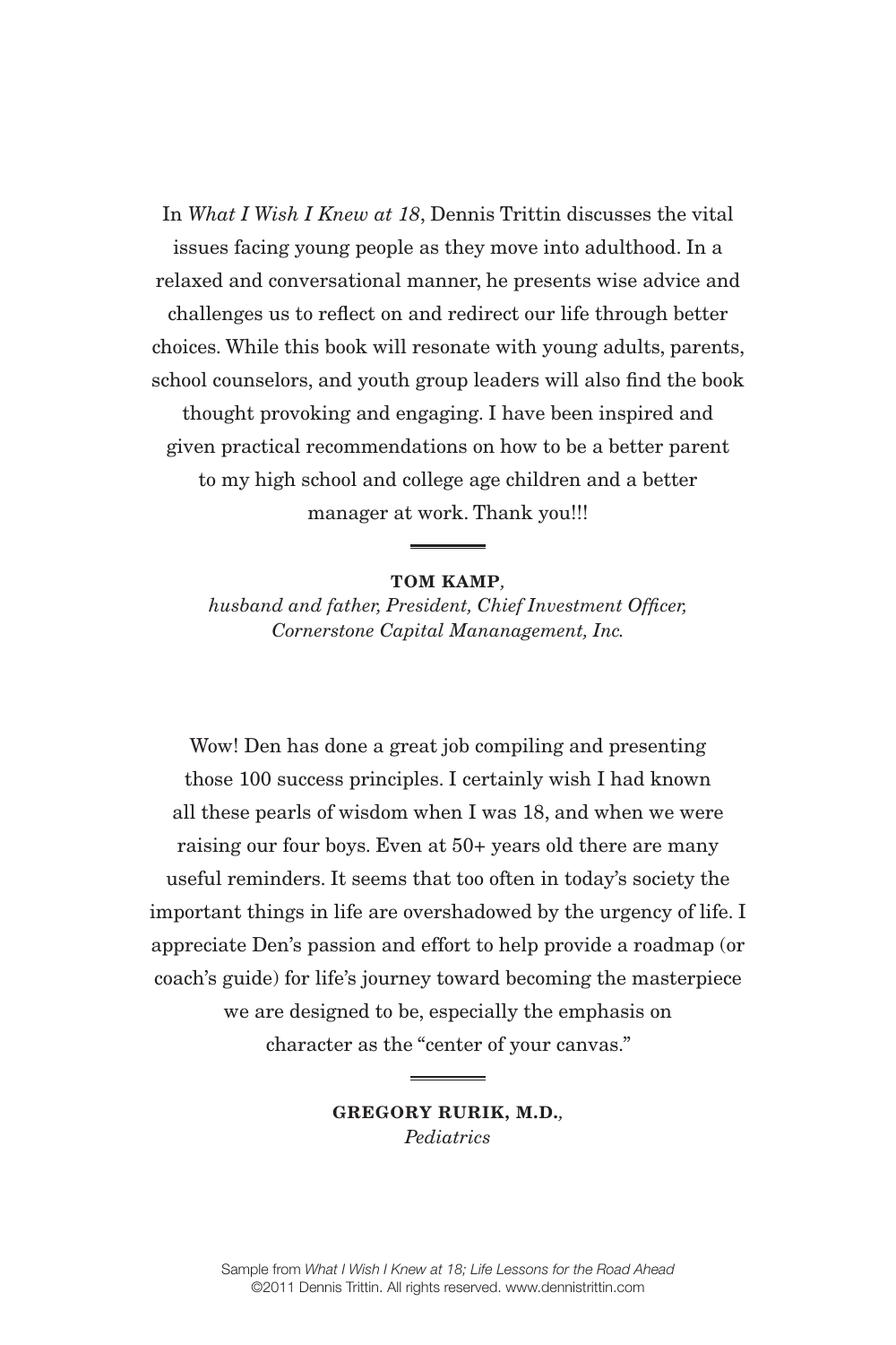In *What I Wish I Knew at 18*, Dennis Trittin discusses the vital issues facing young people as they move into adulthood. In a relaxed and conversational manner, he presents wise advice and challenges us to reflect on and redirect our life through better choices. While this book will resonate with young adults, parents, school counselors, and youth group leaders will also find the book thought provoking and engaging. I have been inspired and given practical recommendations on how to be a better parent to my high school and college age children and a better manager at work. Thank you!!!

**TOM KAMP**,
*husband and father, President, Chief Investment Officer, Cornerstone Capital Mananagement, Inc.*

Wow! Den has done a great job compiling and presenting those 100 success principles. I certainly wish I had known all these pearls of wisdom when I was 18, and when we were raising our four boys. Even at 50+ years old there are many useful reminders. It seems that too often in today's society the important things in life are overshadowed by the urgency of life. I appreciate Den's passion and effort to help provide a roadmap (or coach's guide) for life's journey toward becoming the masterpiece we are designed to be, especially the emphasis on character as the "center of your canvas."

**GREGORY RURIK, M.D.**,
*Pediatrics*

Sample from *What I Wish I Knew at 18; Life Lessons for the Road Ahead*
©2011 Dennis Trittin. All rights reserved. www.dennistrittin.com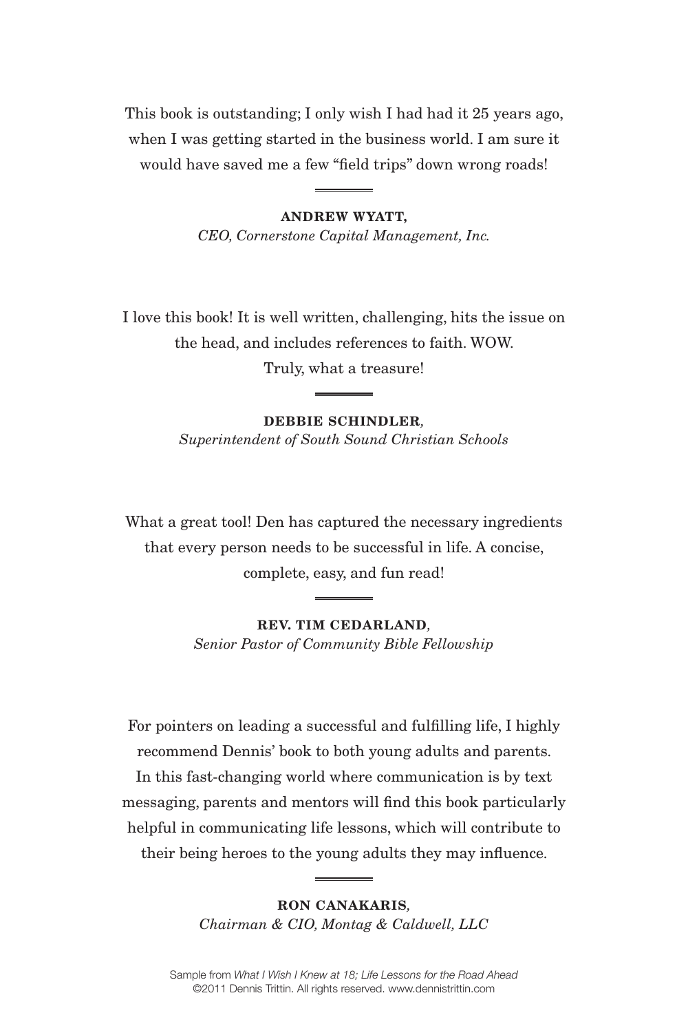This book is outstanding; I only wish I had had it 25 years ago, when I was getting started in the business world. I am sure it would have saved me a few "field trips" down wrong roads!

**ANDREW WYATT,**
*CEO, Cornerstone Capital Management, Inc.*

I love this book! It is well written, challenging, hits the issue on the head, and includes references to faith. WOW. Truly, what a treasure!

**DEBBIE SCHINDLER,**
*Superintendent of South Sound Christian Schools*

What a great tool! Den has captured the necessary ingredients that every person needs to be successful in life. A concise, complete, easy, and fun read!

**REV. TIM CEDARLAND,**
*Senior Pastor of Community Bible Fellowship*

For pointers on leading a successful and fulfilling life, I highly recommend Dennis' book to both young adults and parents. In this fast-changing world where communication is by text messaging, parents and mentors will find this book particularly helpful in communicating life lessons, which will contribute to their being heroes to the young adults they may influence.

**RON CANAKARIS,**
*Chairman & CIO, Montag & Caldwell, LLC*

Sample from *What I Wish I Knew at 18; Life Lessons for the Road Ahead*
©2011 Dennis Trittin. All rights reserved. www.dennistrittin.com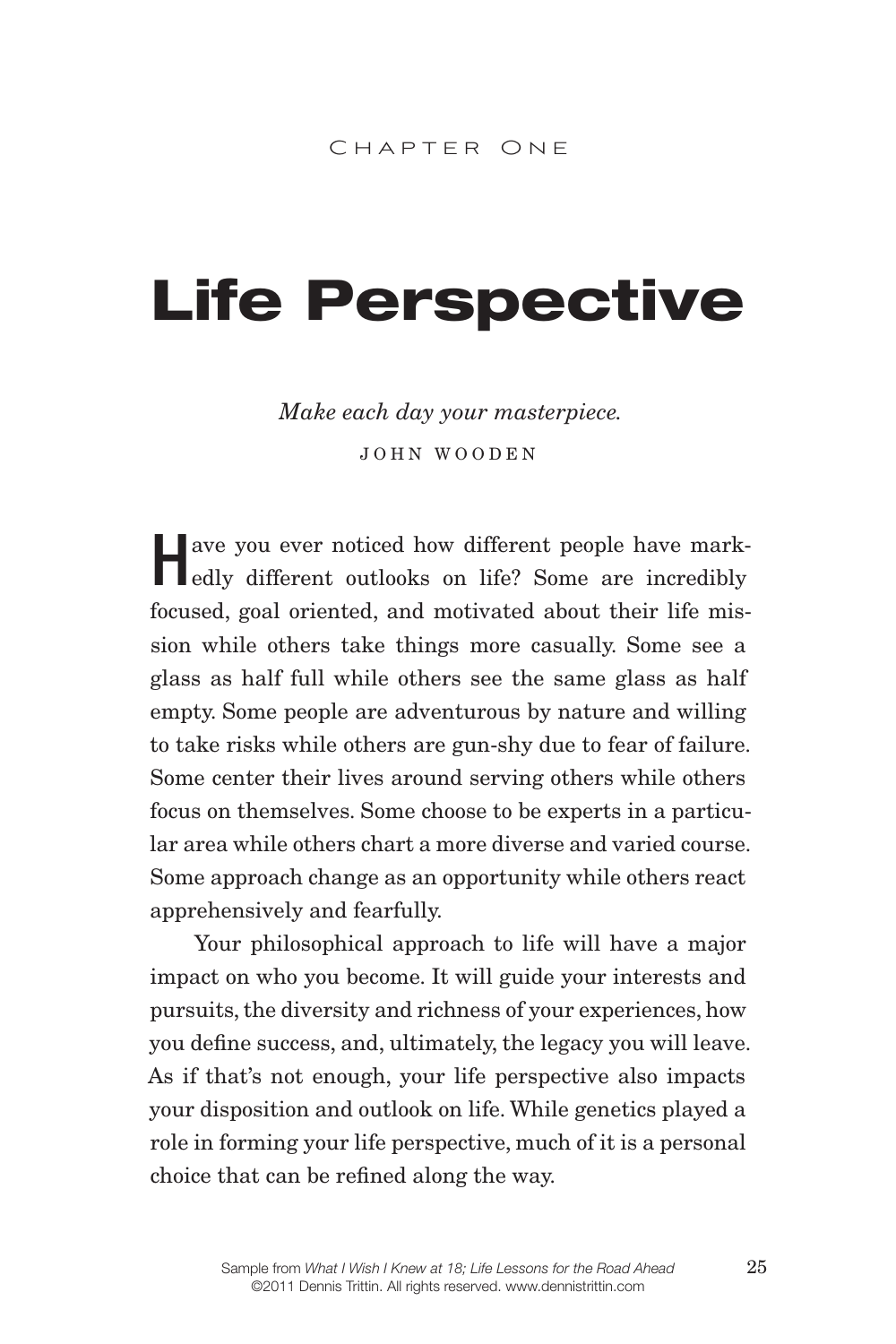Chapter One

# Life Perspective

*Make each day your masterpiece.*

John Wooden

Have you ever noticed how different people have markedly different outlooks on life? Some are incredibly focused, goal oriented, and motivated about their life mission while others take things more casually. Some see a glass as half full while others see the same glass as half empty. Some people are adventurous by nature and willing to take risks while others are gun-shy due to fear of failure. Some center their lives around serving others while others focus on themselves. Some choose to be experts in a particular area while others chart a more diverse and varied course. Some approach change as an opportunity while others react apprehensively and fearfully.

Your philosophical approach to life will have a major impact on who you become. It will guide your interests and pursuits, the diversity and richness of your experiences, how you define success, and, ultimately, the legacy you will leave. As if that's not enough, your life perspective also impacts your disposition and outlook on life. While genetics played a role in forming your life perspective, much of it is a personal choice that can be refined along the way.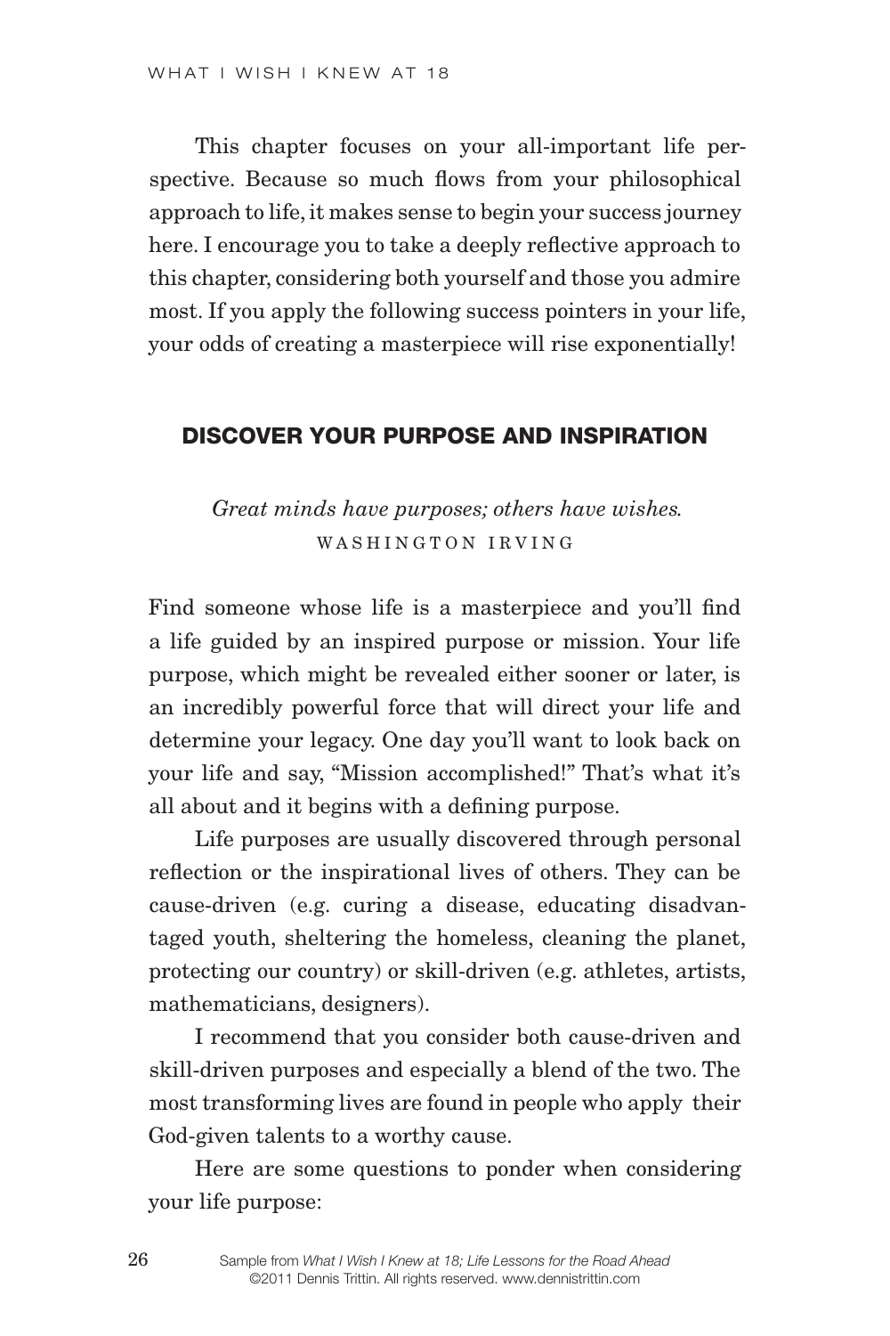This chapter focuses on your all-important life perspective. Because so much flows from your philosophical approach to life, it makes sense to begin your success journey here. I encourage you to take a deeply reflective approach to this chapter, considering both yourself and those you admire most. If you apply the following success pointers in your life, your odds of creating a masterpiece will rise exponentially!

## DISCOVER YOUR PURPOSE AND INSPIRATION

*Great minds have purposes; others have wishes.*
WASHINGTON IRVING

Find someone whose life is a masterpiece and you'll find a life guided by an inspired purpose or mission. Your life purpose, which might be revealed either sooner or later, is an incredibly powerful force that will direct your life and determine your legacy. One day you'll want to look back on your life and say, "Mission accomplished!" That's what it's all about and it begins with a defining purpose.

Life purposes are usually discovered through personal reflection or the inspirational lives of others. They can be cause-driven (e.g. curing a disease, educating disadvantaged youth, sheltering the homeless, cleaning the planet, protecting our country) or skill-driven (e.g. athletes, artists, mathematicians, designers).

I recommend that you consider both cause-driven and skill-driven purposes and especially a blend of the two. The most transforming lives are found in people who apply their God-given talents to a worthy cause.

Here are some questions to ponder when considering your life purpose: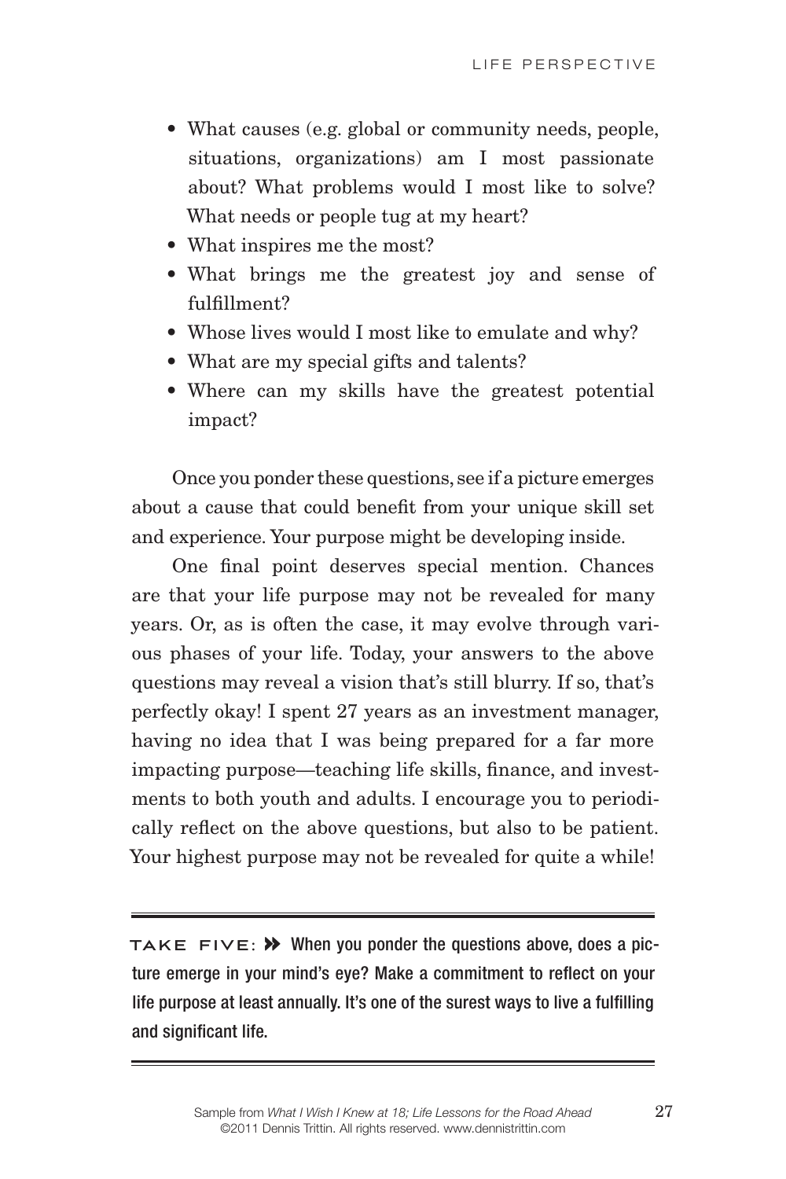- What causes (e.g. global or community needs, people, situations, organizations) am I most passionate about? What problems would I most like to solve? What needs or people tug at my heart?
- What inspires me the most?
- What brings me the greatest joy and sense of fulfillment?
- Whose lives would I most like to emulate and why?
- What are my special gifts and talents?
- Where can my skills have the greatest potential impact?

Once you ponder these questions, see if a picture emerges about a cause that could benefit from your unique skill set and experience. Your purpose might be developing inside.

One final point deserves special mention. Chances are that your life purpose may not be revealed for many years. Or, as is often the case, it may evolve through various phases of your life. Today, your answers to the above questions may reveal a vision that's still blurry. If so, that's perfectly okay! I spent 27 years as an investment manager, having no idea that I was being prepared for a far more impacting purpose—teaching life skills, finance, and investments to both youth and adults. I encourage you to periodically reflect on the above questions, but also to be patient. Your highest purpose may not be revealed for quite a while!

---

TAKE FIVE: » **When you ponder the questions above, does a picture emerge in your mind's eye? Make a commitment to reflect on your life purpose at least annually. It's one of the surest ways to live a fulfilling and significant life.**

---

Sample from *What I Wish I Knew at 18; Life Lessons for the Road Ahead*
©2011 Dennis Trittin. All rights reserved. www.dennistrittin.com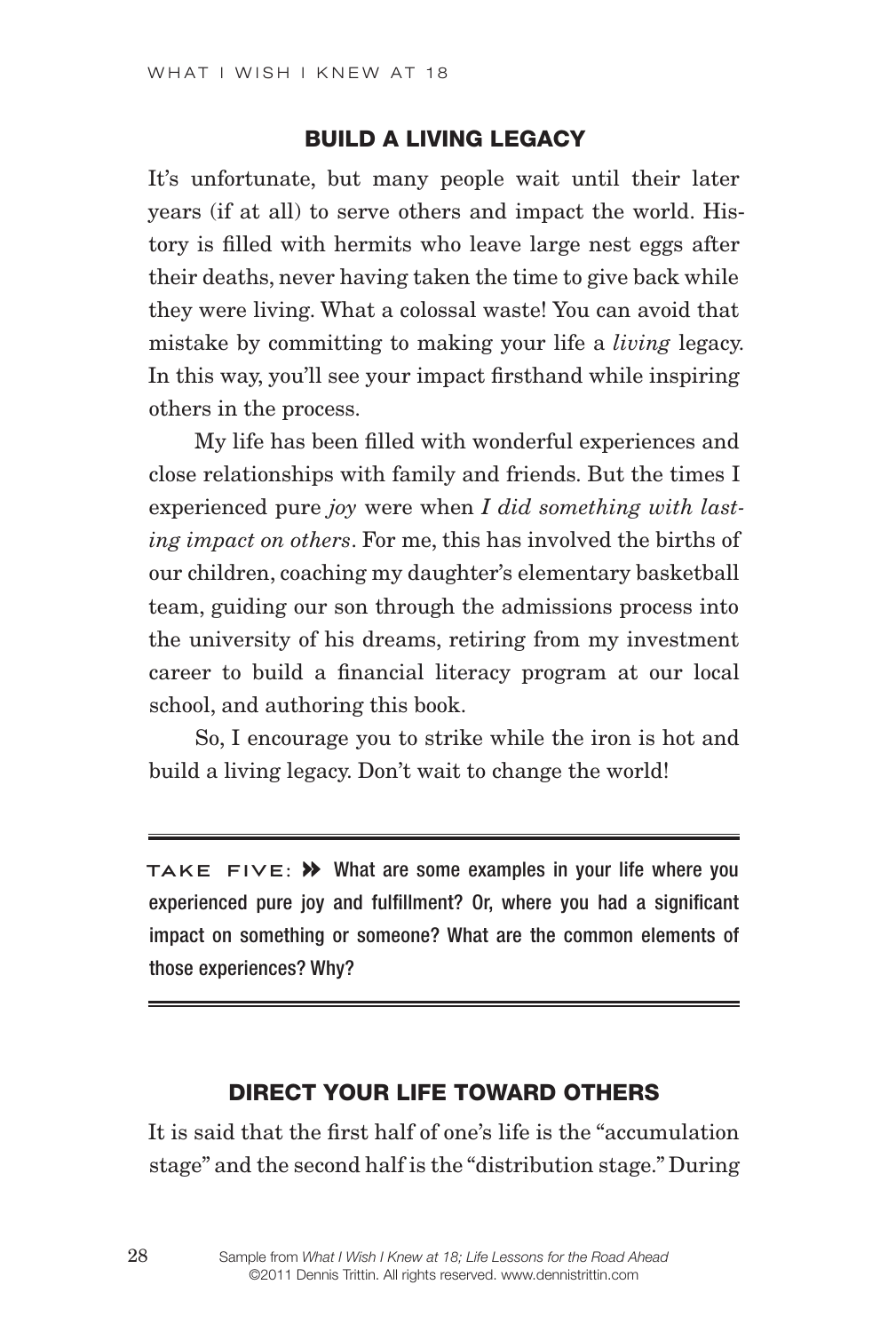## BUILD A LIVING LEGACY

It's unfortunate, but many people wait until their later years (if at all) to serve others and impact the world. History is filled with hermits who leave large nest eggs after their deaths, never having taken the time to give back while they were living. What a colossal waste! You can avoid that mistake by committing to making your life a *living* legacy. In this way, you'll see your impact firsthand while inspiring others in the process.

My life has been filled with wonderful experiences and close relationships with family and friends. But the times I experienced pure *joy* were when *I did something with lasting impact on others*. For me, this has involved the births of our children, coaching my daughter's elementary basketball team, guiding our son through the admissions process into the university of his dreams, retiring from my investment career to build a financial literacy program at our local school, and authoring this book.

So, I encourage you to strike while the iron is hot and build a living legacy. Don't wait to change the world!

---

**TAKE FIVE: »** What are some examples in your life where you experienced pure joy and fulfillment? Or, where you had a significant impact on something or someone? What are the common elements of those experiences? Why?

---

## DIRECT YOUR LIFE TOWARD OTHERS

It is said that the first half of one's life is the "accumulation stage" and the second half is the "distribution stage." During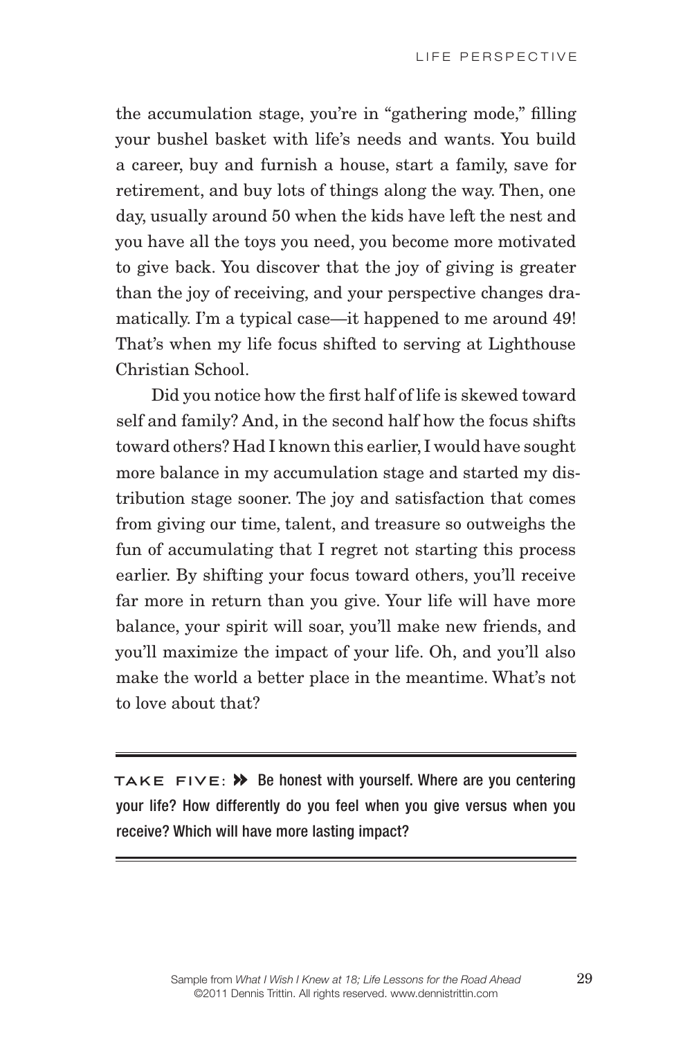the accumulation stage, you're in "gathering mode," filling your bushel basket with life's needs and wants. You build a career, buy and furnish a house, start a family, save for retirement, and buy lots of things along the way. Then, one day, usually around 50 when the kids have left the nest and you have all the toys you need, you become more motivated to give back. You discover that the joy of giving is greater than the joy of receiving, and your perspective changes dramatically. I'm a typical case—it happened to me around 49! That's when my life focus shifted to serving at Lighthouse Christian School.

Did you notice how the first half of life is skewed toward self and family? And, in the second half how the focus shifts toward others? Had I known this earlier, I would have sought more balance in my accumulation stage and started my distribution stage sooner. The joy and satisfaction that comes from giving our time, talent, and treasure so outweighs the fun of accumulating that I regret not starting this process earlier. By shifting your focus toward others, you'll receive far more in return than you give. Your life will have more balance, your spirit will soar, you'll make new friends, and you'll maximize the impact of your life. Oh, and you'll also make the world a better place in the meantime. What's not to love about that?

---

**TAKE FIVE:** ➤➤ **Be honest with yourself. Where are you centering your life? How differently do you feel when you give versus when you receive? Which will have more lasting impact?**

---

Sample from *What I Wish I Knew at 18; Life Lessons for the Road Ahead*
©2011 Dennis Trittin. All rights reserved. www.dennistrittin.com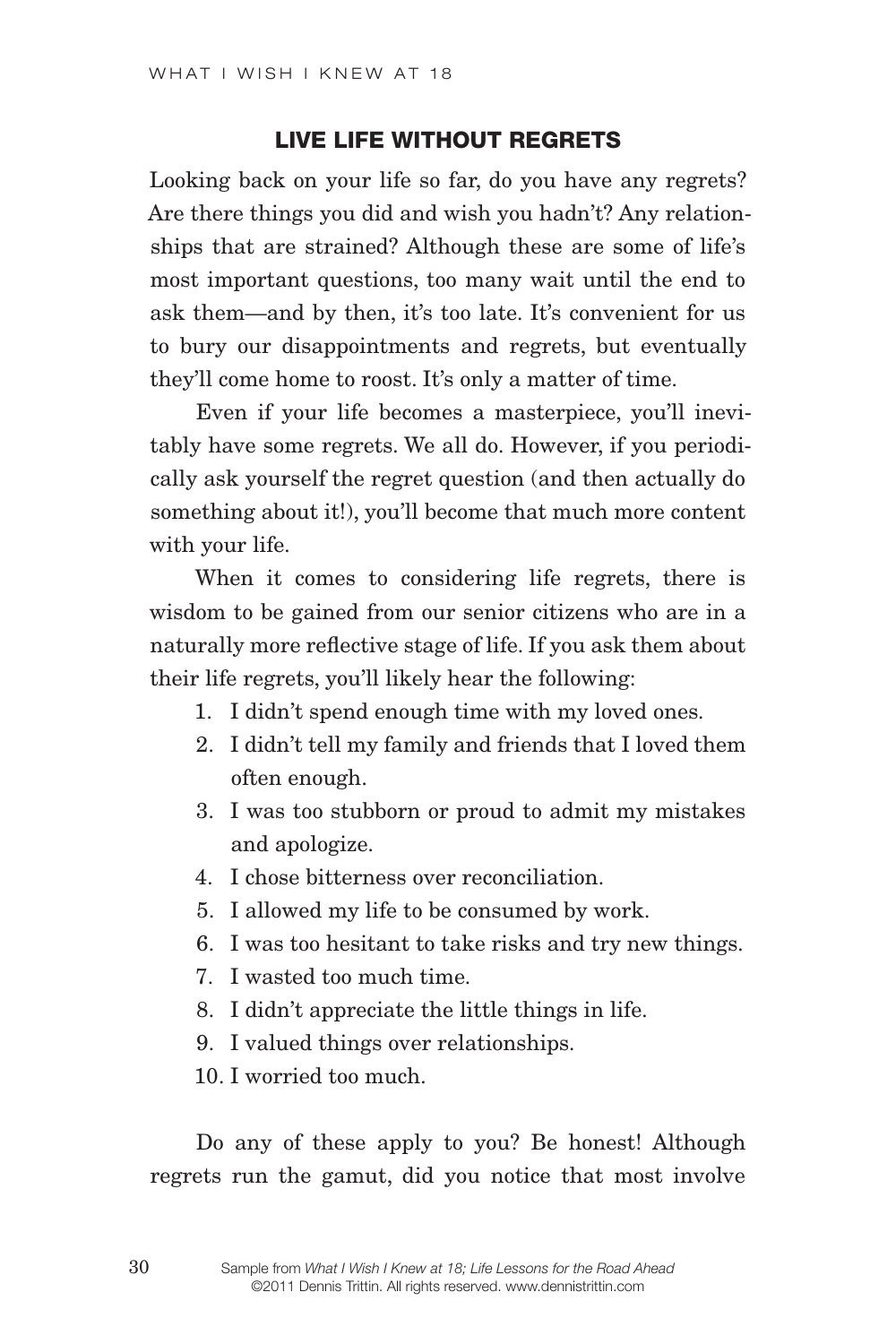## LIVE LIFE WITHOUT REGRETS

Looking back on your life so far, do you have any regrets? Are there things you did and wish you hadn't? Any relationships that are strained? Although these are some of life's most important questions, too many wait until the end to ask them—and by then, it's too late. It's convenient for us to bury our disappointments and regrets, but eventually they'll come home to roost. It's only a matter of time.

Even if your life becomes a masterpiece, you'll inevitably have some regrets. We all do. However, if you periodically ask yourself the regret question (and then actually do something about it!), you'll become that much more content with your life.

When it comes to considering life regrets, there is wisdom to be gained from our senior citizens who are in a naturally more reflective stage of life. If you ask them about their life regrets, you'll likely hear the following:

1. I didn't spend enough time with my loved ones.
2. I didn't tell my family and friends that I loved them often enough.
3. I was too stubborn or proud to admit my mistakes and apologize.
4. I chose bitterness over reconciliation.
5. I allowed my life to be consumed by work.
6. I was too hesitant to take risks and try new things.
7. I wasted too much time.
8. I didn't appreciate the little things in life.
9. I valued things over relationships.
10. I worried too much.

Do any of these apply to you? Be honest! Although regrets run the gamut, did you notice that most involve

Sample from *What I Wish I Knew at 18; Life Lessons for the Road Ahead*
©2011 Dennis Trittin. All rights reserved. www.dennistrittin.com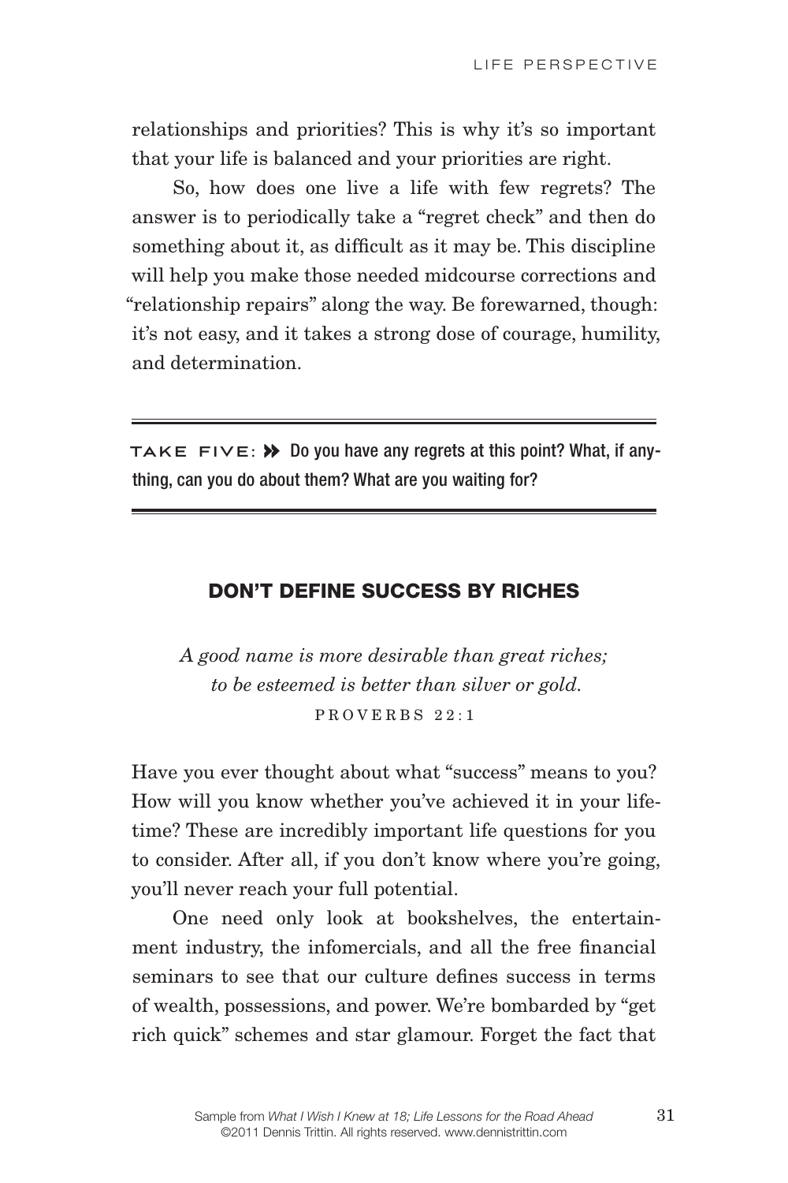relationships and priorities? This is why it's so important that your life is balanced and your priorities are right.

So, how does one live a life with few regrets? The answer is to periodically take a "regret check" and then do something about it, as difficult as it may be. This discipline will help you make those needed midcourse corrections and "relationship repairs" along the way. Be forewarned, though: it's not easy, and it takes a strong dose of courage, humility, and determination.

---

TAKE FIVE: ➤➤ **Do you have any regrets at this point? What, if anything, can you do about them? What are you waiting for?**

---

## DON'T DEFINE SUCCESS BY RICHES

*A good name is more desirable than great riches;*
*to be esteemed is better than silver or gold.*
PROVERBS 22:1

Have you ever thought about what "success" means to you? How will you know whether you've achieved it in your lifetime? These are incredibly important life questions for you to consider. After all, if you don't know where you're going, you'll never reach your full potential.

One need only look at bookshelves, the entertainment industry, the infomercials, and all the free financial seminars to see that our culture defines success in terms of wealth, possessions, and power. We're bombarded by "get rich quick" schemes and star glamour. Forget the fact that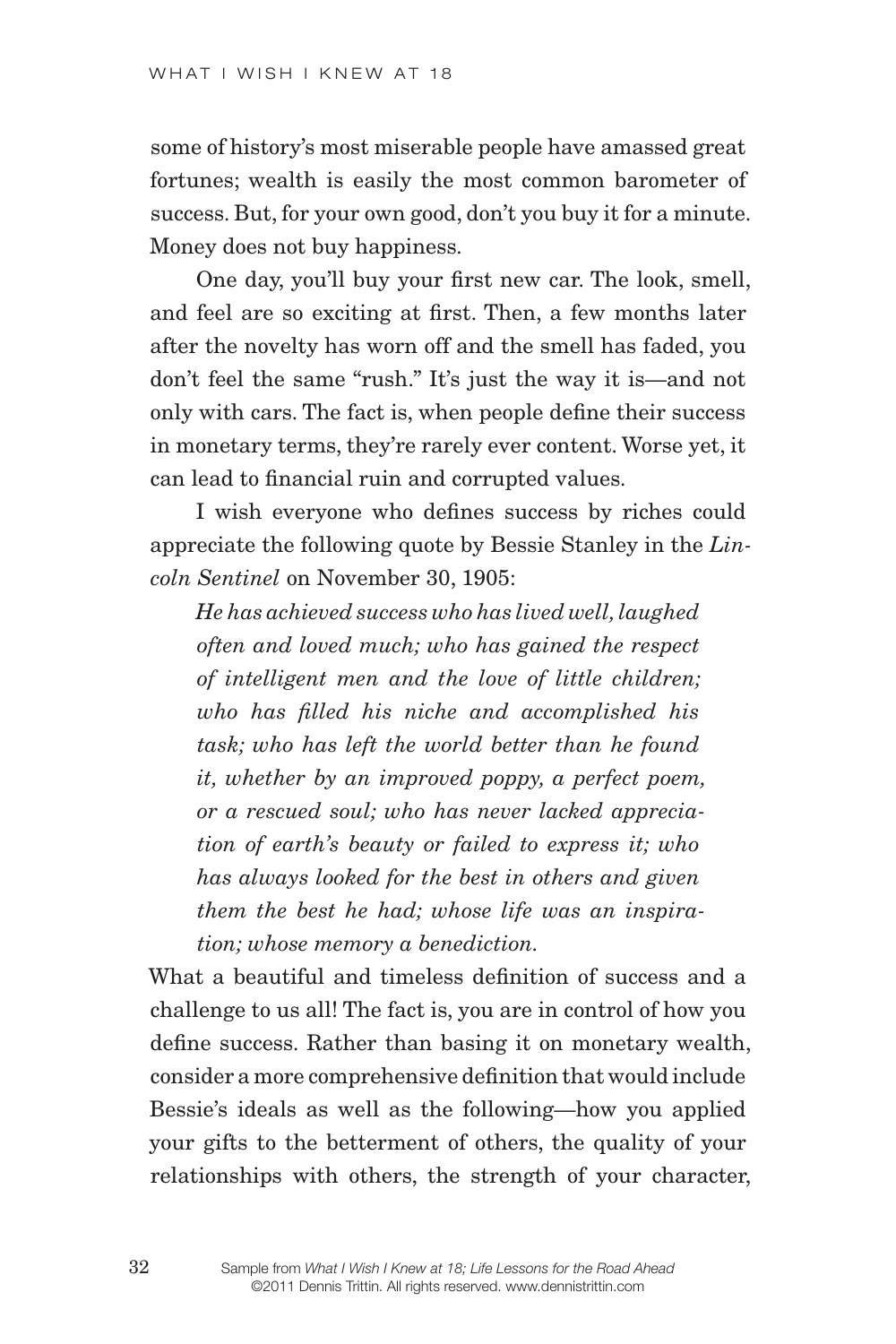some of history's most miserable people have amassed great fortunes; wealth is easily the most common barometer of success. But, for your own good, don't you buy it for a minute. Money does not buy happiness.

One day, you'll buy your first new car. The look, smell, and feel are so exciting at first. Then, a few months later after the novelty has worn off and the smell has faded, you don't feel the same "rush." It's just the way it is—and not only with cars. The fact is, when people define their success in monetary terms, they're rarely ever content. Worse yet, it can lead to financial ruin and corrupted values.

I wish everyone who defines success by riches could appreciate the following quote by Bessie Stanley in the *Lincoln Sentinel* on November 30, 1905:

> *He has achieved success who has lived well, laughed often and loved much; who has gained the respect of intelligent men and the love of little children; who has filled his niche and accomplished his task; who has left the world better than he found it, whether by an improved poppy, a perfect poem, or a rescued soul; who has never lacked appreciation of earth's beauty or failed to express it; who has always looked for the best in others and given them the best he had; whose life was an inspiration; whose memory a benediction.*

What a beautiful and timeless definition of success and a challenge to us all! The fact is, you are in control of how you define success. Rather than basing it on monetary wealth, consider a more comprehensive definition that would include Bessie's ideals as well as the following—how you applied your gifts to the betterment of others, the quality of your relationships with others, the strength of your character,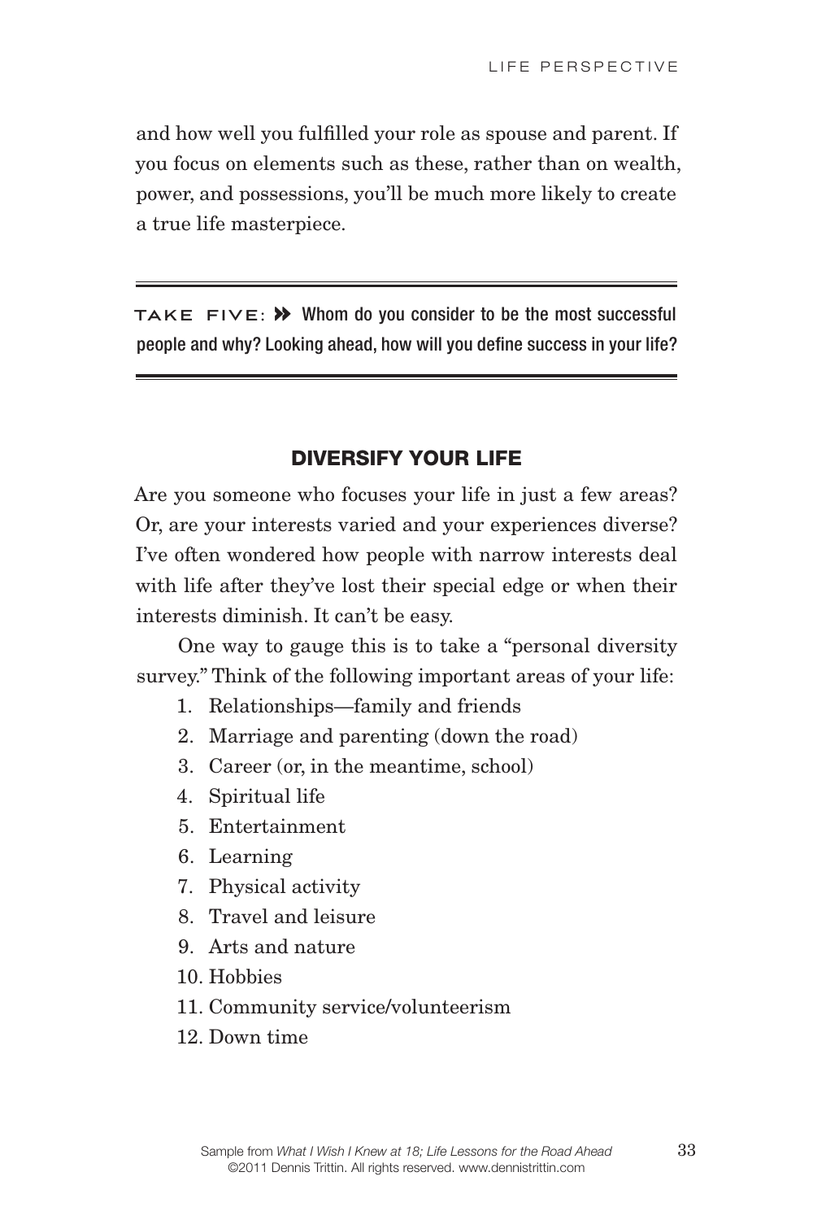and how well you fulfilled your role as spouse and parent. If you focus on elements such as these, rather than on wealth, power, and possessions, you'll be much more likely to create a true life masterpiece.

---

TAKE FIVE: » Whom do you consider to be the most successful people and why? Looking ahead, how will you define success in your life?

---

## DIVERSIFY YOUR LIFE

Are you someone who focuses your life in just a few areas? Or, are your interests varied and your experiences diverse? I've often wondered how people with narrow interests deal with life after they've lost their special edge or when their interests diminish. It can't be easy.

One way to gauge this is to take a "personal diversity survey." Think of the following important areas of your life:

1. Relationships—family and friends
2. Marriage and parenting (down the road)
3. Career (or, in the meantime, school)
4. Spiritual life
5. Entertainment
6. Learning
7. Physical activity
8. Travel and leisure
9. Arts and nature
10. Hobbies
11. Community service/volunteerism
12. Down time

Sample from *What I Wish I Knew at 18; Life Lessons for the Road Ahead*
©2011 Dennis Trittin. All rights reserved. www.dennistrittin.com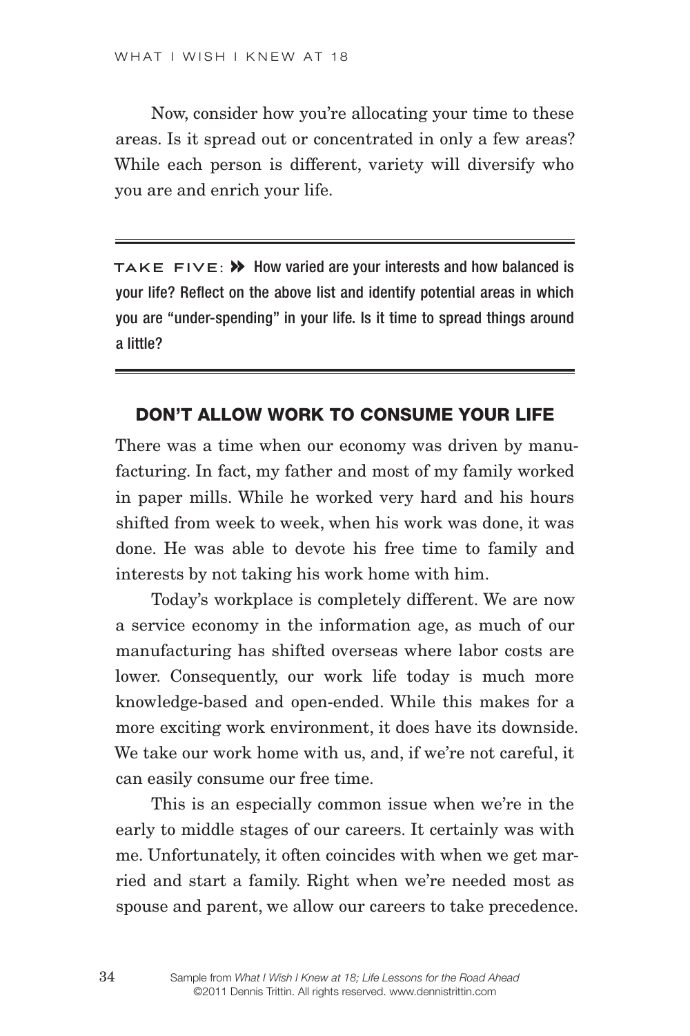Now, consider how you're allocating your time to these areas. Is it spread out or concentrated in only a few areas? While each person is different, variety will diversify who you are and enrich your life.

---

**TAKE FIVE:** » How varied are your interests and how balanced is your life? Reflect on the above list and identify potential areas in which you are "under-spending" in your life. Is it time to spread things around a little?

---

## DON'T ALLOW WORK TO CONSUME YOUR LIFE

There was a time when our economy was driven by manufacturing. In fact, my father and most of my family worked in paper mills. While he worked very hard and his hours shifted from week to week, when his work was done, it was done. He was able to devote his free time to family and interests by not taking his work home with him.

Today's workplace is completely different. We are now a service economy in the information age, as much of our manufacturing has shifted overseas where labor costs are lower. Consequently, our work life today is much more knowledge-based and open-ended. While this makes for a more exciting work environment, it does have its downside. We take our work home with us, and, if we're not careful, it can easily consume our free time.

This is an especially common issue when we're in the early to middle stages of our careers. It certainly was with me. Unfortunately, it often coincides with when we get married and start a family. Right when we're needed most as spouse and parent, we allow our careers to take precedence.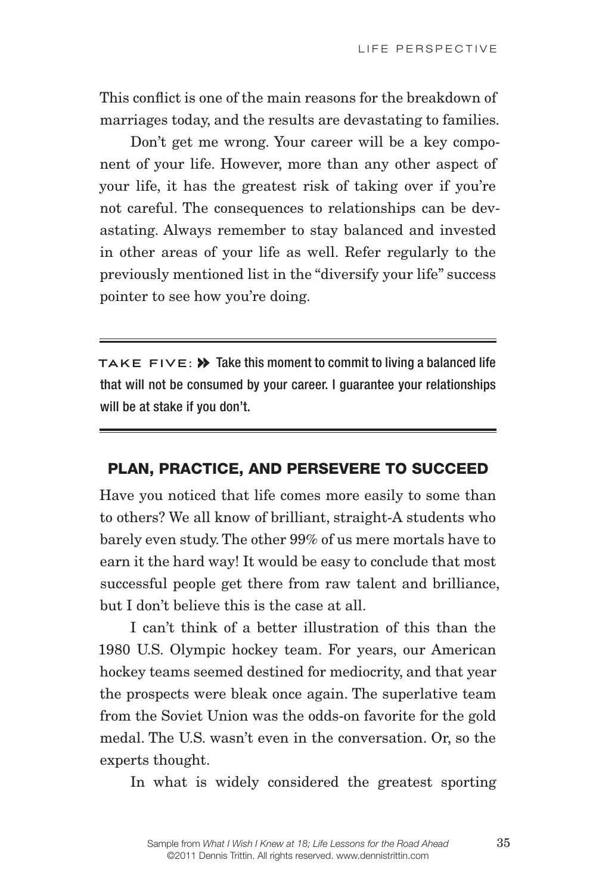This conflict is one of the main reasons for the breakdown of marriages today, and the results are devastating to families.

Don't get me wrong. Your career will be a key component of your life. However, more than any other aspect of your life, it has the greatest risk of taking over if you're not careful. The consequences to relationships can be devastating. Always remember to stay balanced and invested in other areas of your life as well. Refer regularly to the previously mentioned list in the "diversify your life" success pointer to see how you're doing.

---

TAKE FIVE: » **Take this moment to commit to living a balanced life that will not be consumed by your career. I guarantee your relationships will be at stake if you don't.**

---

## PLAN, PRACTICE, AND PERSEVERE TO SUCCEED

Have you noticed that life comes more easily to some than to others? We all know of brilliant, straight-A students who barely even study. The other 99% of us mere mortals have to earn it the hard way! It would be easy to conclude that most successful people get there from raw talent and brilliance, but I don't believe this is the case at all.

I can't think of a better illustration of this than the 1980 U.S. Olympic hockey team. For years, our American hockey teams seemed destined for mediocrity, and that year the prospects were bleak once again. The superlative team from the Soviet Union was the odds-on favorite for the gold medal. The U.S. wasn't even in the conversation. Or, so the experts thought.

In what is widely considered the greatest sporting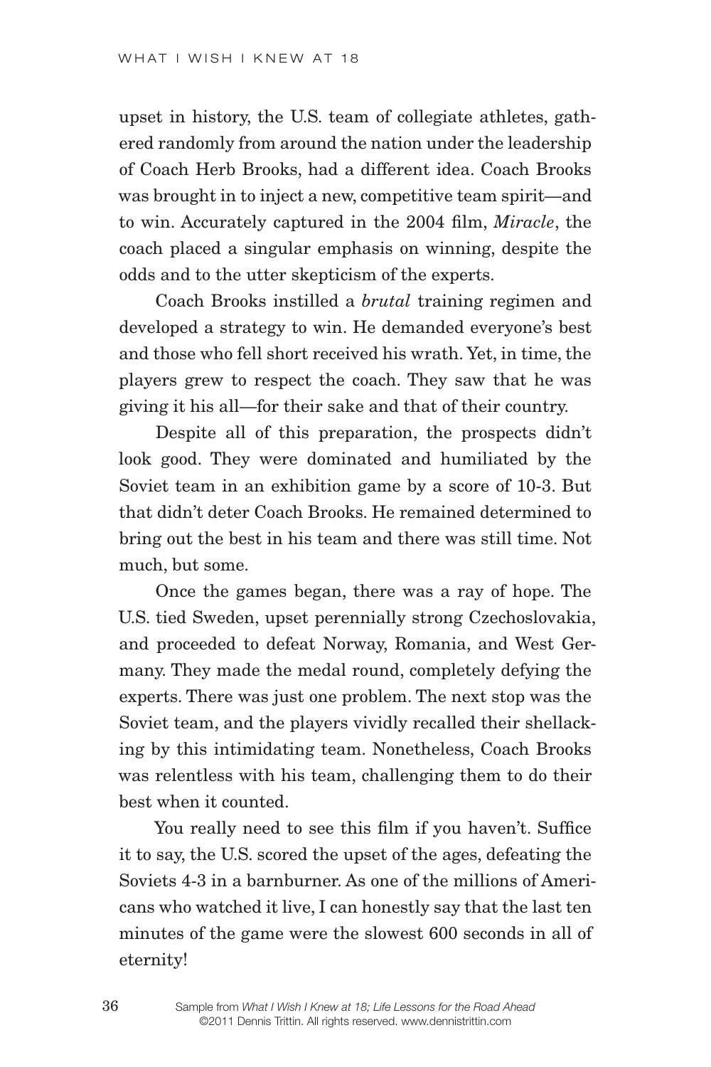upset in history, the U.S. team of collegiate athletes, gathered randomly from around the nation under the leadership of Coach Herb Brooks, had a different idea. Coach Brooks was brought in to inject a new, competitive team spirit—and to win. Accurately captured in the 2004 film, *Miracle*, the coach placed a singular emphasis on winning, despite the odds and to the utter skepticism of the experts.

Coach Brooks instilled a *brutal* training regimen and developed a strategy to win. He demanded everyone's best and those who fell short received his wrath. Yet, in time, the players grew to respect the coach. They saw that he was giving it his all—for their sake and that of their country.

Despite all of this preparation, the prospects didn't look good. They were dominated and humiliated by the Soviet team in an exhibition game by a score of 10-3. But that didn't deter Coach Brooks. He remained determined to bring out the best in his team and there was still time. Not much, but some.

Once the games began, there was a ray of hope. The U.S. tied Sweden, upset perennially strong Czechoslovakia, and proceeded to defeat Norway, Romania, and West Germany. They made the medal round, completely defying the experts. There was just one problem. The next stop was the Soviet team, and the players vividly recalled their shellacking by this intimidating team. Nonetheless, Coach Brooks was relentless with his team, challenging them to do their best when it counted.

You really need to see this film if you haven't. Suffice it to say, the U.S. scored the upset of the ages, defeating the Soviets 4-3 in a barnburner. As one of the millions of Americans who watched it live, I can honestly say that the last ten minutes of the game were the slowest 600 seconds in all of eternity!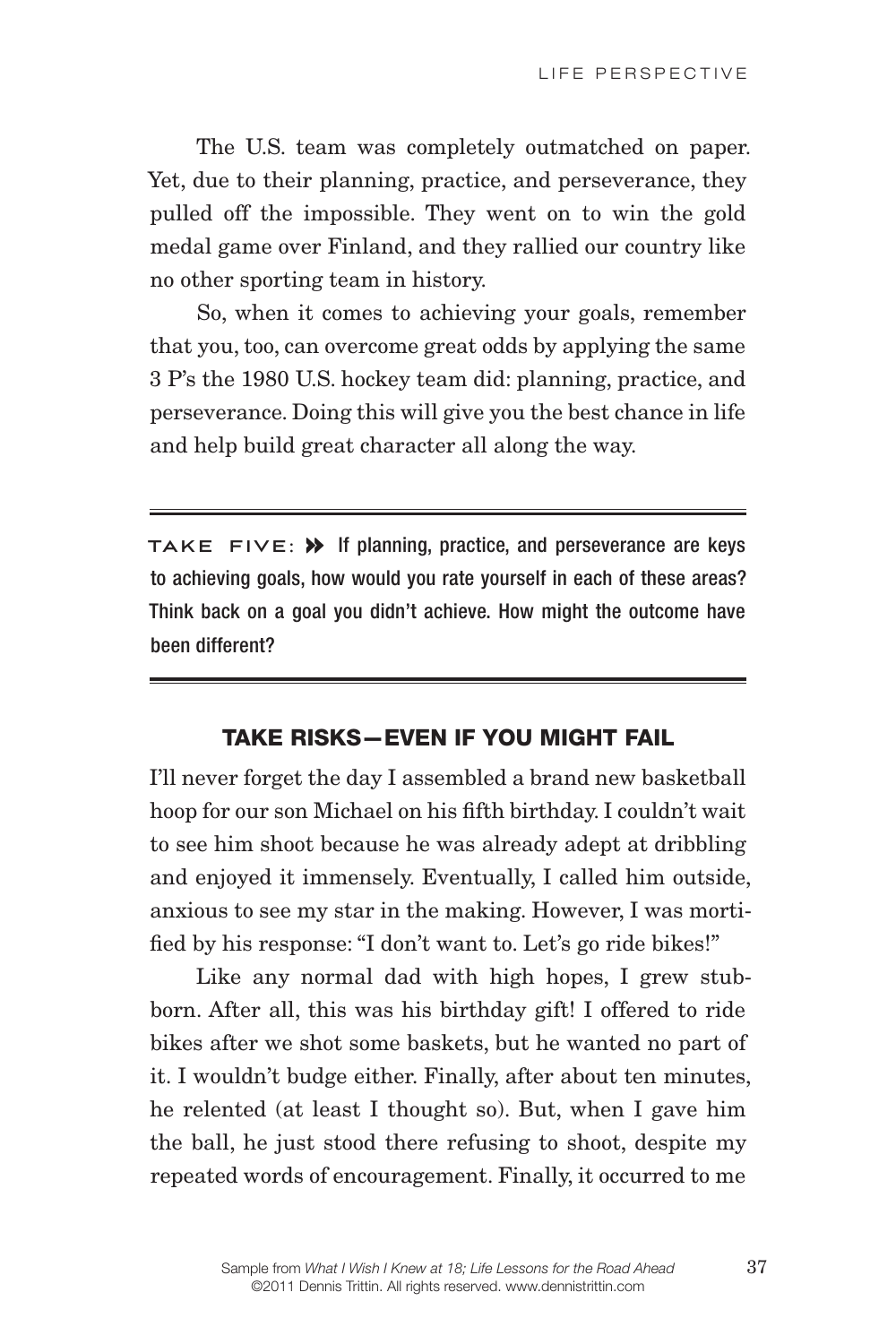The U.S. team was completely outmatched on paper. Yet, due to their planning, practice, and perseverance, they pulled off the impossible. They went on to win the gold medal game over Finland, and they rallied our country like no other sporting team in history.

So, when it comes to achieving your goals, remember that you, too, can overcome great odds by applying the same 3 P's the 1980 U.S. hockey team did: planning, practice, and perseverance. Doing this will give you the best chance in life and help build great character all along the way.

---

**TAKE FIVE:** ➤➤ **If planning, practice, and perseverance are keys to achieving goals, how would you rate yourself in each of these areas? Think back on a goal you didn't achieve. How might the outcome have been different?**

---

## TAKE RISKS—EVEN IF YOU MIGHT FAIL

I'll never forget the day I assembled a brand new basketball hoop for our son Michael on his fifth birthday. I couldn't wait to see him shoot because he was already adept at dribbling and enjoyed it immensely. Eventually, I called him outside, anxious to see my star in the making. However, I was mortified by his response: "I don't want to. Let's go ride bikes!"

Like any normal dad with high hopes, I grew stubborn. After all, this was his birthday gift! I offered to ride bikes after we shot some baskets, but he wanted no part of it. I wouldn't budge either. Finally, after about ten minutes, he relented (at least I thought so). But, when I gave him the ball, he just stood there refusing to shoot, despite my repeated words of encouragement. Finally, it occurred to me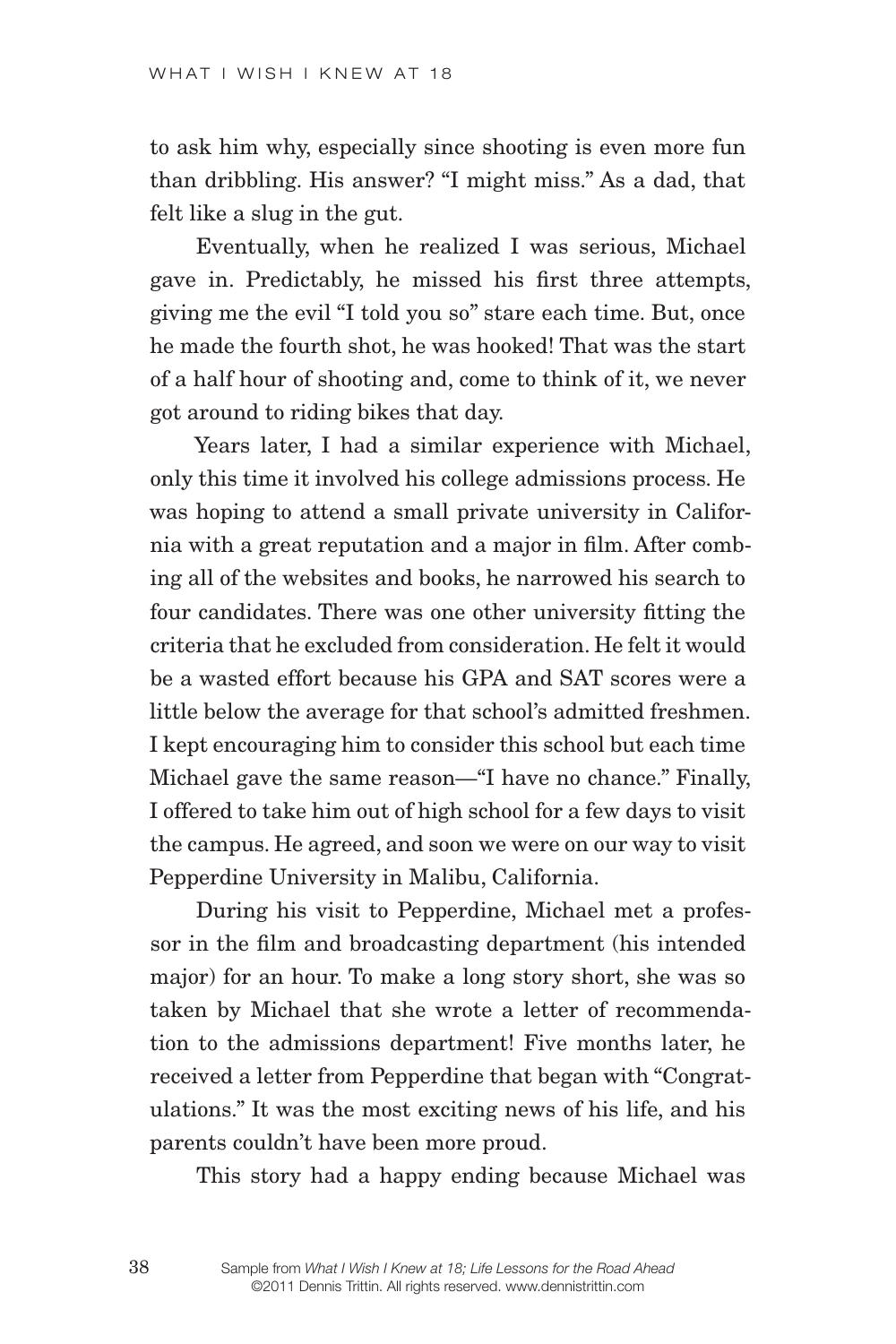to ask him why, especially since shooting is even more fun than dribbling. His answer? "I might miss." As a dad, that felt like a slug in the gut.

Eventually, when he realized I was serious, Michael gave in. Predictably, he missed his first three attempts, giving me the evil "I told you so" stare each time. But, once he made the fourth shot, he was hooked! That was the start of a half hour of shooting and, come to think of it, we never got around to riding bikes that day.

Years later, I had a similar experience with Michael, only this time it involved his college admissions process. He was hoping to attend a small private university in California with a great reputation and a major in film. After combing all of the websites and books, he narrowed his search to four candidates. There was one other university fitting the criteria that he excluded from consideration. He felt it would be a wasted effort because his GPA and SAT scores were a little below the average for that school's admitted freshmen. I kept encouraging him to consider this school but each time Michael gave the same reason—"I have no chance." Finally, I offered to take him out of high school for a few days to visit the campus. He agreed, and soon we were on our way to visit Pepperdine University in Malibu, California.

During his visit to Pepperdine, Michael met a professor in the film and broadcasting department (his intended major) for an hour. To make a long story short, she was so taken by Michael that she wrote a letter of recommendation to the admissions department! Five months later, he received a letter from Pepperdine that began with "Congratulations." It was the most exciting news of his life, and his parents couldn't have been more proud.

This story had a happy ending because Michael was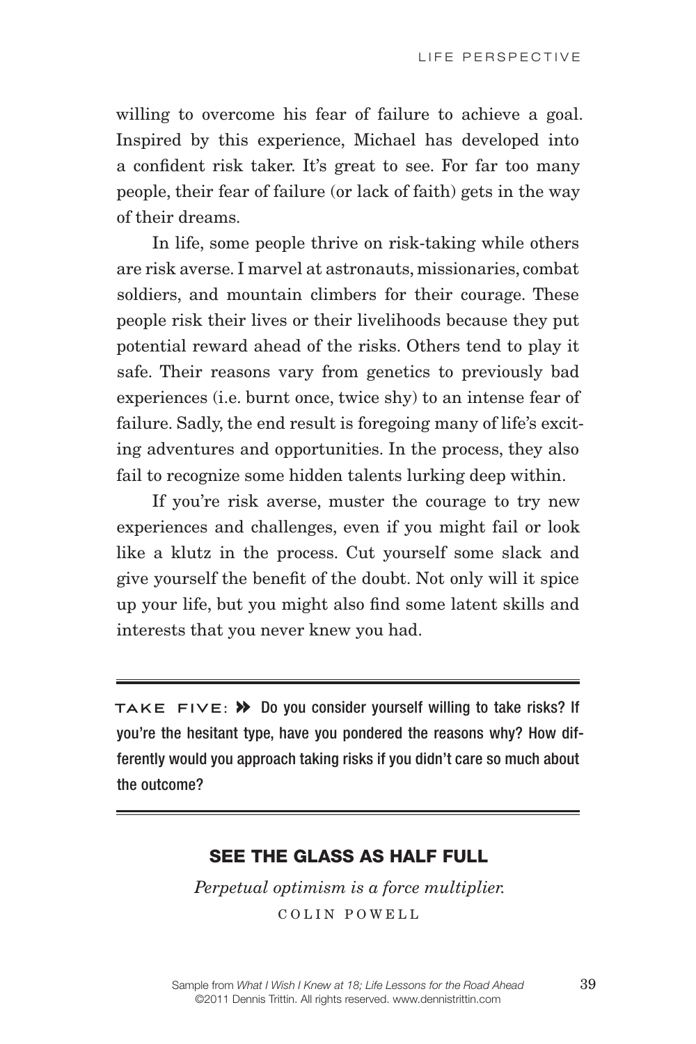willing to overcome his fear of failure to achieve a goal. Inspired by this experience, Michael has developed into a confident risk taker. It's great to see. For far too many people, their fear of failure (or lack of faith) gets in the way of their dreams.

In life, some people thrive on risk-taking while others are risk averse. I marvel at astronauts, missionaries, combat soldiers, and mountain climbers for their courage. These people risk their lives or their livelihoods because they put potential reward ahead of the risks. Others tend to play it safe. Their reasons vary from genetics to previously bad experiences (i.e. burnt once, twice shy) to an intense fear of failure. Sadly, the end result is foregoing many of life's exciting adventures and opportunities. In the process, they also fail to recognize some hidden talents lurking deep within.

If you're risk averse, muster the courage to try new experiences and challenges, even if you might fail or look like a klutz in the process. Cut yourself some slack and give yourself the benefit of the doubt. Not only will it spice up your life, but you might also find some latent skills and interests that you never knew you had.

---

**TAKE FIVE:** » **Do you consider yourself willing to take risks? If you're the hesitant type, have you pondered the reasons why? How differently would you approach taking risks if you didn't care so much about the outcome?**

---

## SEE THE GLASS AS HALF FULL

*Perpetual optimism is a force multiplier.*

COLIN POWELL

Sample from *What I Wish I Knew at 18; Life Lessons for the Road Ahead*
©2011 Dennis Trittin. All rights reserved. www.dennistrittin.com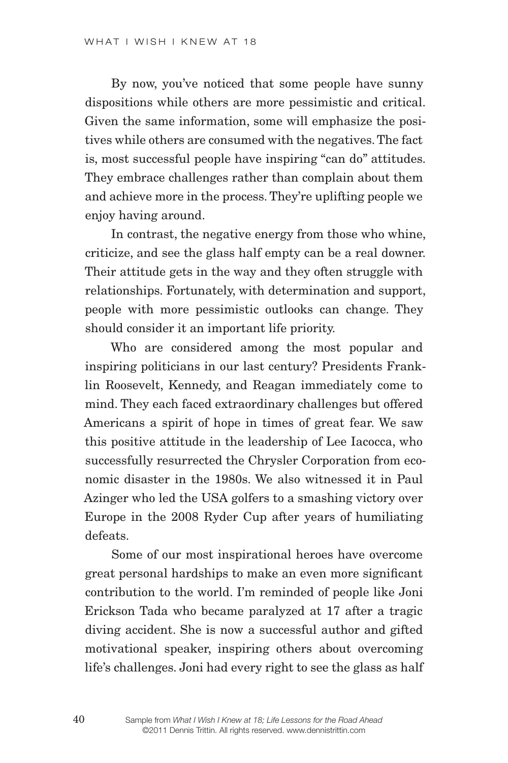By now, you've noticed that some people have sunny dispositions while others are more pessimistic and critical. Given the same information, some will emphasize the positives while others are consumed with the negatives. The fact is, most successful people have inspiring "can do" attitudes. They embrace challenges rather than complain about them and achieve more in the process. They're uplifting people we enjoy having around.

In contrast, the negative energy from those who whine, criticize, and see the glass half empty can be a real downer. Their attitude gets in the way and they often struggle with relationships. Fortunately, with determination and support, people with more pessimistic outlooks can change. They should consider it an important life priority.

Who are considered among the most popular and inspiring politicians in our last century? Presidents Franklin Roosevelt, Kennedy, and Reagan immediately come to mind. They each faced extraordinary challenges but offered Americans a spirit of hope in times of great fear. We saw this positive attitude in the leadership of Lee Iacocca, who successfully resurrected the Chrysler Corporation from economic disaster in the 1980s. We also witnessed it in Paul Azinger who led the USA golfers to a smashing victory over Europe in the 2008 Ryder Cup after years of humiliating defeats.

Some of our most inspirational heroes have overcome great personal hardships to make an even more significant contribution to the world. I'm reminded of people like Joni Erickson Tada who became paralyzed at 17 after a tragic diving accident. She is now a successful author and gifted motivational speaker, inspiring others about overcoming life's challenges. Joni had every right to see the glass as half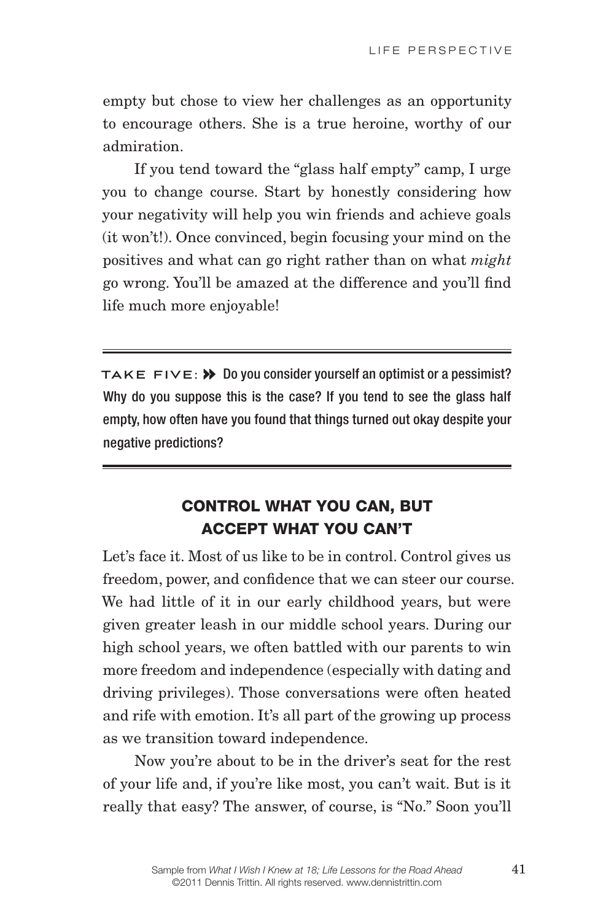empty but chose to view her challenges as an opportunity to encourage others. She is a true heroine, worthy of our admiration.

If you tend toward the "glass half empty" camp, I urge you to change course. Start by honestly considering how your negativity will help you win friends and achieve goals (it won't!). Once convinced, begin focusing your mind on the positives and what can go right rather than on what *might* go wrong. You'll be amazed at the difference and you'll find life much more enjoyable!

---

TAKE FIVE: » Do you consider yourself an optimist or a pessimist? Why do you suppose this is the case? If you tend to see the glass half empty, how often have you found that things turned out okay despite your negative predictions?

---

## CONTROL WHAT YOU CAN, BUT ACCEPT WHAT YOU CAN'T

Let's face it. Most of us like to be in control. Control gives us freedom, power, and confidence that we can steer our course. We had little of it in our early childhood years, but were given greater leash in our middle school years. During our high school years, we often battled with our parents to win more freedom and independence (especially with dating and driving privileges). Those conversations were often heated and rife with emotion. It's all part of the growing up process as we transition toward independence.

Now you're about to be in the driver's seat for the rest of your life and, if you're like most, you can't wait. But is it really that easy? The answer, of course, is "No." Soon you'll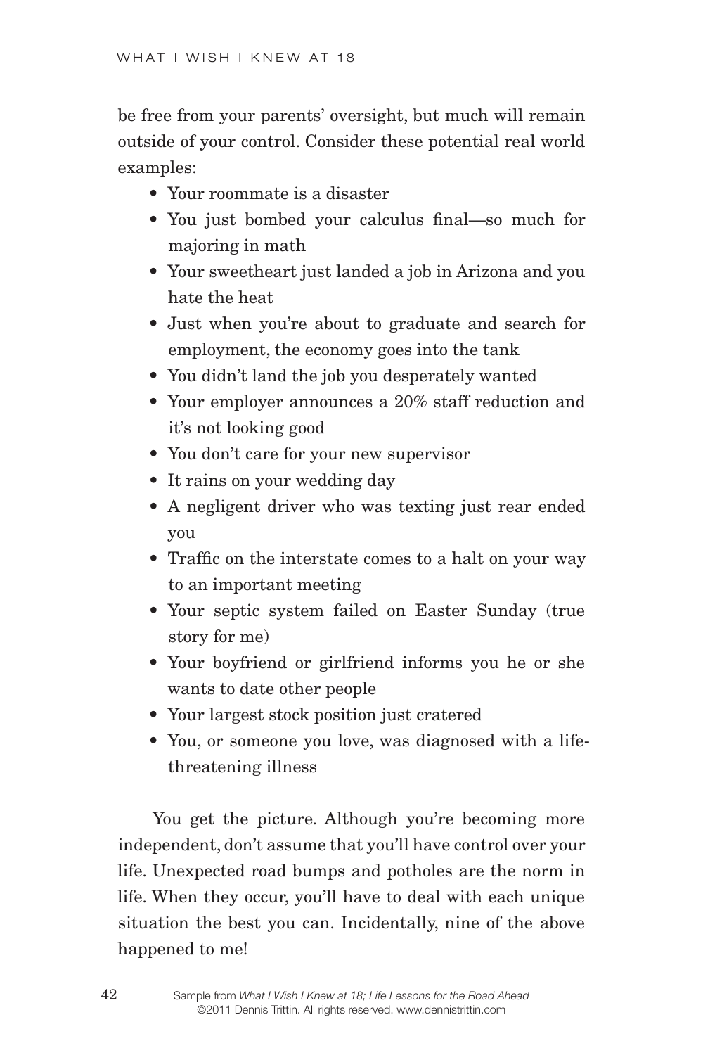be free from your parents' oversight, but much will remain outside of your control. Consider these potential real world examples:

- Your roommate is a disaster
- You just bombed your calculus final—so much for majoring in math
- Your sweetheart just landed a job in Arizona and you hate the heat
- Just when you're about to graduate and search for employment, the economy goes into the tank
- You didn't land the job you desperately wanted
- Your employer announces a 20% staff reduction and it's not looking good
- You don't care for your new supervisor
- It rains on your wedding day
- A negligent driver who was texting just rear ended you
- Traffic on the interstate comes to a halt on your way to an important meeting
- Your septic system failed on Easter Sunday (true story for me)
- Your boyfriend or girlfriend informs you he or she wants to date other people
- Your largest stock position just cratered
- You, or someone you love, was diagnosed with a life-threatening illness

You get the picture. Although you're becoming more independent, don't assume that you'll have control over your life. Unexpected road bumps and potholes are the norm in life. When they occur, you'll have to deal with each unique situation the best you can. Incidentally, nine of the above happened to me!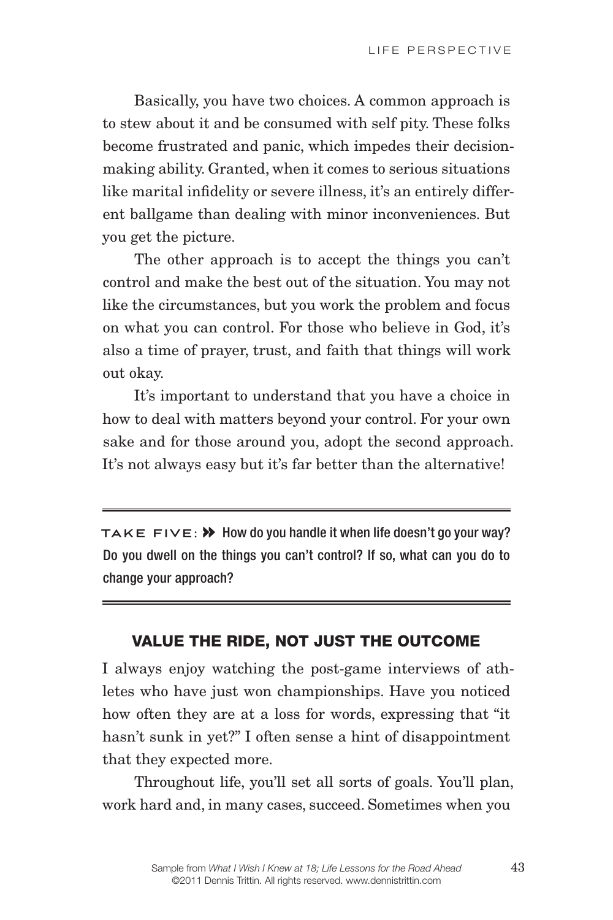Basically, you have two choices. A common approach is to stew about it and be consumed with self pity. These folks become frustrated and panic, which impedes their decision-making ability. Granted, when it comes to serious situations like marital infidelity or severe illness, it's an entirely different ballgame than dealing with minor inconveniences. But you get the picture.

The other approach is to accept the things you can't control and make the best out of the situation. You may not like the circumstances, but you work the problem and focus on what you can control. For those who believe in God, it's also a time of prayer, trust, and faith that things will work out okay.

It's important to understand that you have a choice in how to deal with matters beyond your control. For your own sake and for those around you, adopt the second approach. It's not always easy but it's far better than the alternative!

---

**TAKE FIVE: »** **How do you handle it when life doesn't go your way? Do you dwell on the things you can't control? If so, what can you do to change your approach?**

---

## VALUE THE RIDE, NOT JUST THE OUTCOME

I always enjoy watching the post-game interviews of athletes who have just won championships. Have you noticed how often they are at a loss for words, expressing that "it hasn't sunk in yet?" I often sense a hint of disappointment that they expected more.

Throughout life, you'll set all sorts of goals. You'll plan, work hard and, in many cases, succeed. Sometimes when you

Sample from *What I Wish I Knew at 18; Life Lessons for the Road Ahead*
©2011 Dennis Trittin. All rights reserved. www.dennistrittin.com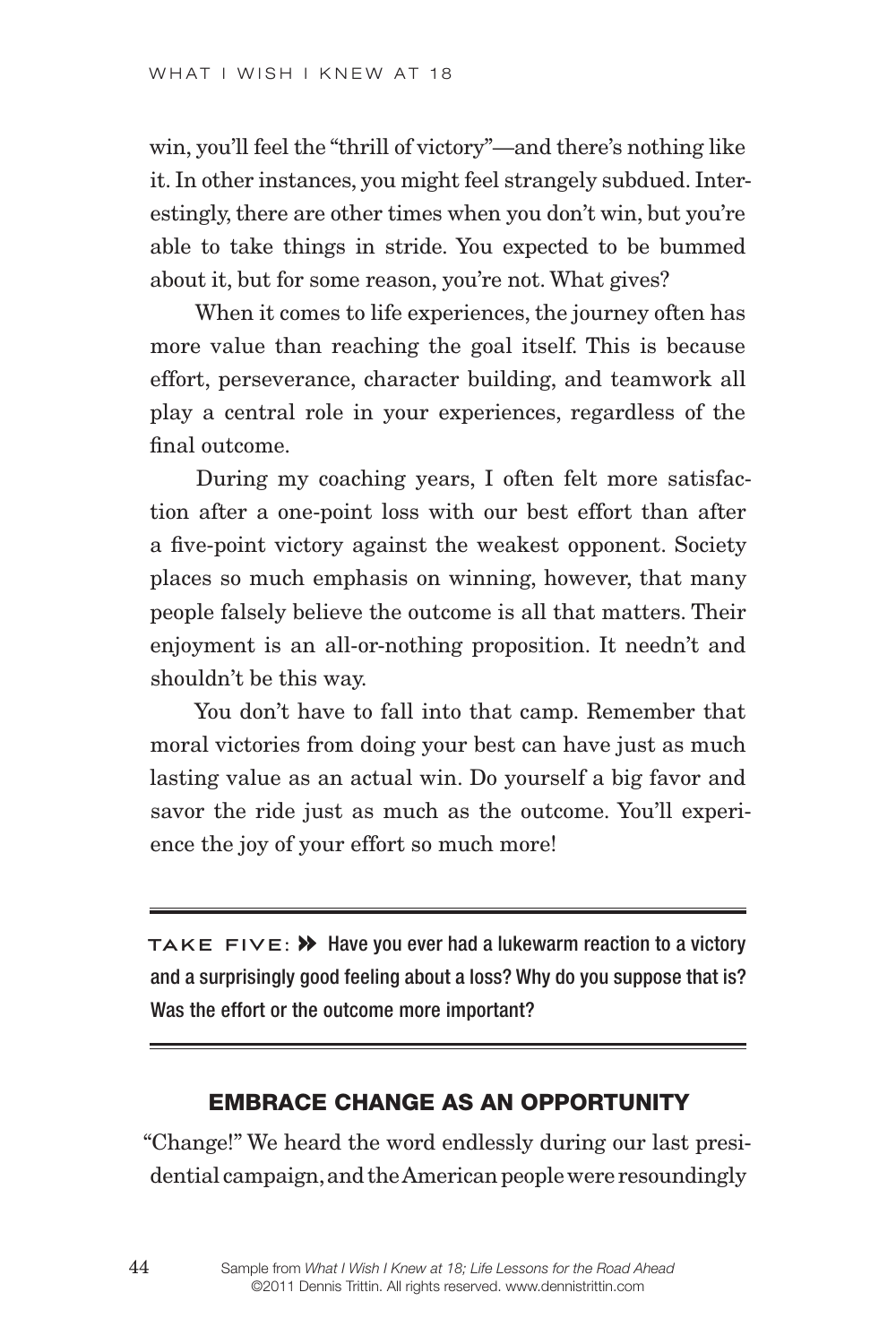win, you'll feel the "thrill of victory"—and there's nothing like it. In other instances, you might feel strangely subdued. Interestingly, there are other times when you don't win, but you're able to take things in stride. You expected to be bummed about it, but for some reason, you're not. What gives?

When it comes to life experiences, the journey often has more value than reaching the goal itself. This is because effort, perseverance, character building, and teamwork all play a central role in your experiences, regardless of the final outcome.

During my coaching years, I often felt more satisfaction after a one-point loss with our best effort than after a five-point victory against the weakest opponent. Society places so much emphasis on winning, however, that many people falsely believe the outcome is all that matters. Their enjoyment is an all-or-nothing proposition. It needn't and shouldn't be this way.

You don't have to fall into that camp. Remember that moral victories from doing your best can have just as much lasting value as an actual win. Do yourself a big favor and savor the ride just as much as the outcome. You'll experience the joy of your effort so much more!

---

**TAKE FIVE:** » Have you ever had a lukewarm reaction to a victory and a surprisingly good feeling about a loss? Why do you suppose that is? Was the effort or the outcome more important?

---

## EMBRACE CHANGE AS AN OPPORTUNITY

"Change!" We heard the word endlessly during our last presidential campaign, and the American people were resoundingly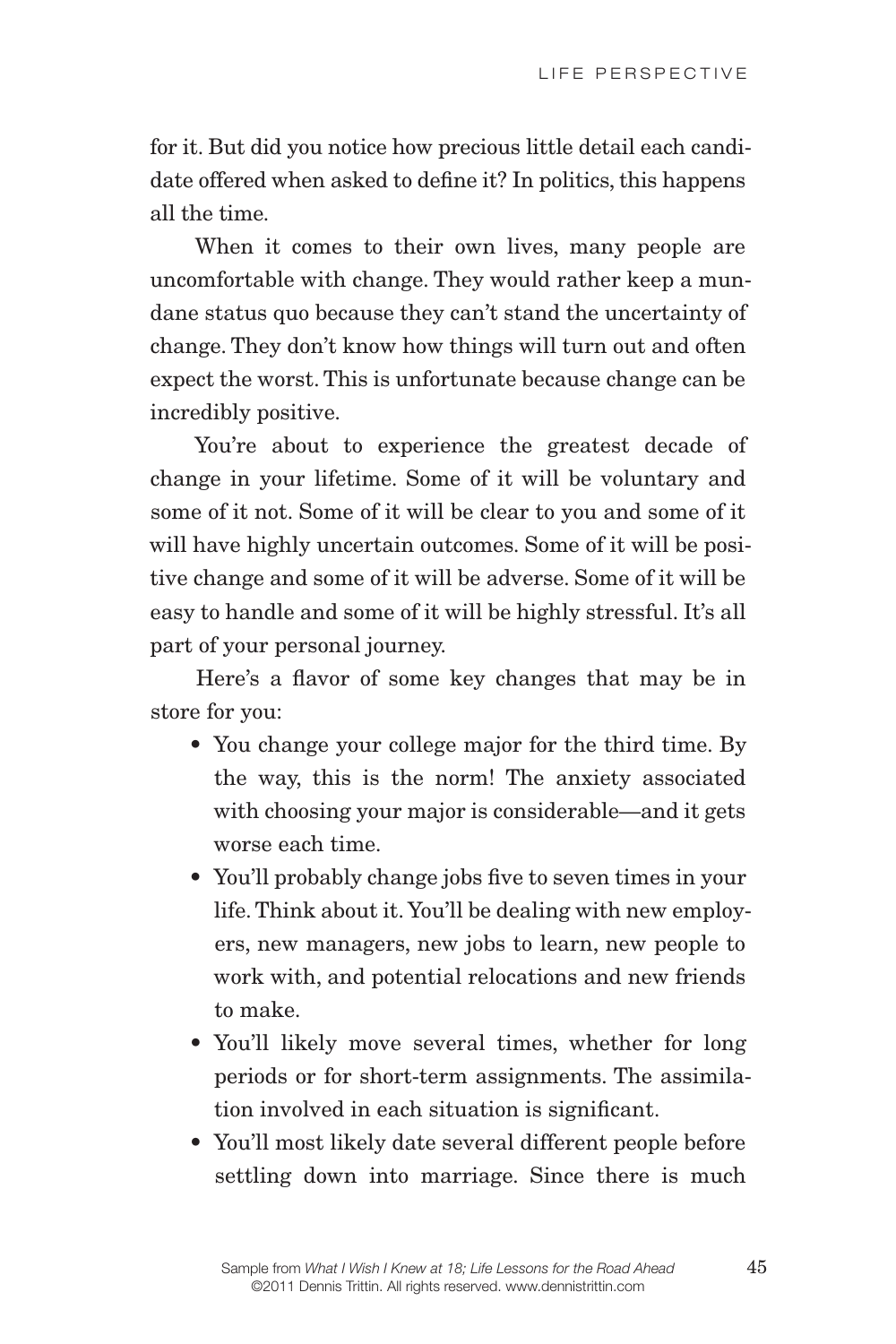for it. But did you notice how precious little detail each candidate offered when asked to define it? In politics, this happens all the time.

When it comes to their own lives, many people are uncomfortable with change. They would rather keep a mundane status quo because they can't stand the uncertainty of change. They don't know how things will turn out and often expect the worst. This is unfortunate because change can be incredibly positive.

You're about to experience the greatest decade of change in your lifetime. Some of it will be voluntary and some of it not. Some of it will be clear to you and some of it will have highly uncertain outcomes. Some of it will be positive change and some of it will be adverse. Some of it will be easy to handle and some of it will be highly stressful. It's all part of your personal journey.

Here's a flavor of some key changes that may be in store for you:

- You change your college major for the third time. By the way, this is the norm! The anxiety associated with choosing your major is considerable—and it gets worse each time.
- You'll probably change jobs five to seven times in your life. Think about it. You'll be dealing with new employers, new managers, new jobs to learn, new people to work with, and potential relocations and new friends to make.
- You'll likely move several times, whether for long periods or for short-term assignments. The assimilation involved in each situation is significant.
- You'll most likely date several different people before settling down into marriage. Since there is much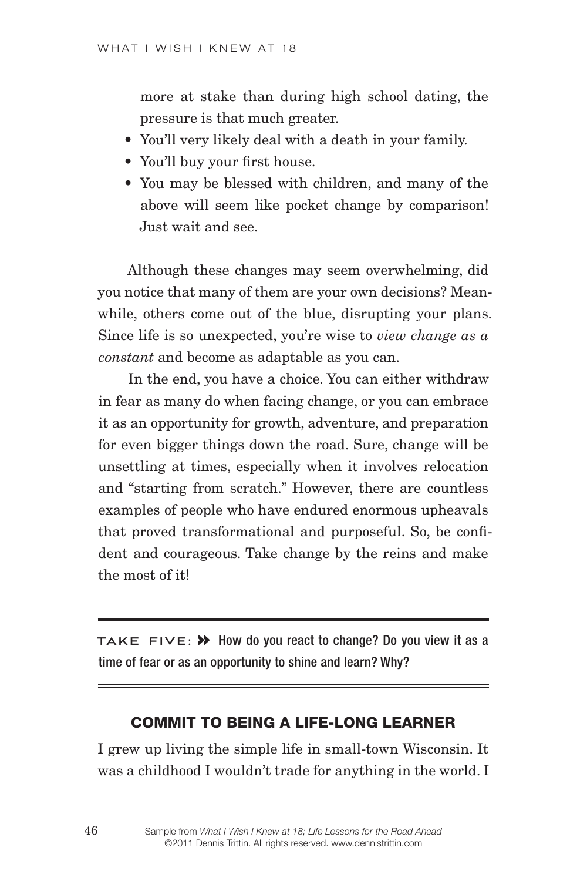more at stake than during high school dating, the pressure is that much greater.

- You'll very likely deal with a death in your family.
- You'll buy your first house.
- You may be blessed with children, and many of the above will seem like pocket change by comparison! Just wait and see.

Although these changes may seem overwhelming, did you notice that many of them are your own decisions? Meanwhile, others come out of the blue, disrupting your plans. Since life is so unexpected, you're wise to *view change as a constant* and become as adaptable as you can.

In the end, you have a choice. You can either withdraw in fear as many do when facing change, or you can embrace it as an opportunity for growth, adventure, and preparation for even bigger things down the road. Sure, change will be unsettling at times, especially when it involves relocation and "starting from scratch." However, there are countless examples of people who have endured enormous upheavals that proved transformational and purposeful. So, be confident and courageous. Take change by the reins and make the most of it!

---

TAKE FIVE: » How do you react to change? Do you view it as a time of fear or as an opportunity to shine and learn? Why?

---

## COMMIT TO BEING A LIFE-LONG LEARNER

I grew up living the simple life in small-town Wisconsin. It was a childhood I wouldn't trade for anything in the world. I

Sample from *What I Wish I Knew at 18; Life Lessons for the Road Ahead*
©2011 Dennis Trittin. All rights reserved. www.dennistrittin.com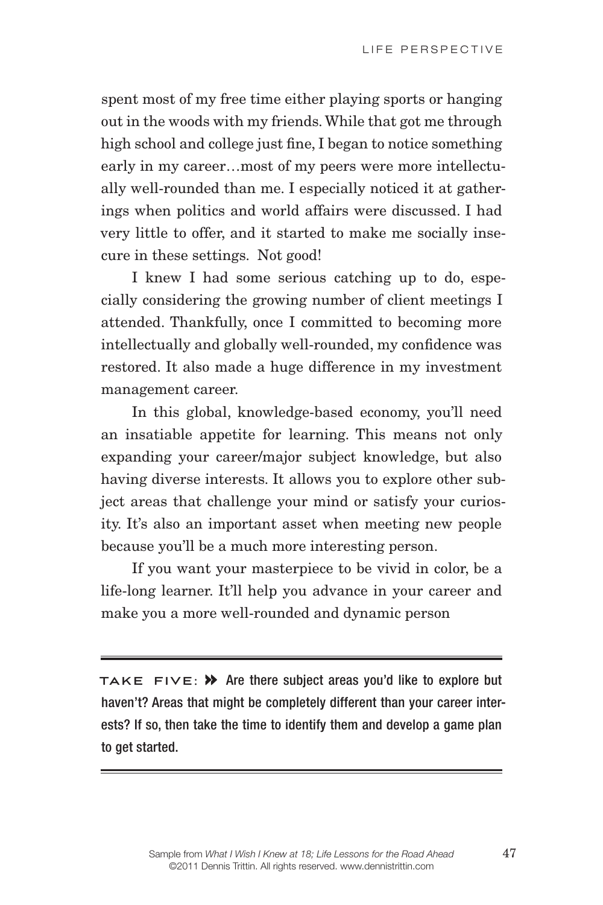spent most of my free time either playing sports or hanging out in the woods with my friends. While that got me through high school and college just fine, I began to notice something early in my career…most of my peers were more intellectually well-rounded than me. I especially noticed it at gatherings when politics and world affairs were discussed. I had very little to offer, and it started to make me socially insecure in these settings. Not good!

I knew I had some serious catching up to do, especially considering the growing number of client meetings I attended. Thankfully, once I committed to becoming more intellectually and globally well-rounded, my confidence was restored. It also made a huge difference in my investment management career.

In this global, knowledge-based economy, you'll need an insatiable appetite for learning. This means not only expanding your career/major subject knowledge, but also having diverse interests. It allows you to explore other subject areas that challenge your mind or satisfy your curiosity. It's also an important asset when meeting new people because you'll be a much more interesting person.

If you want your masterpiece to be vivid in color, be a life-long learner. It'll help you advance in your career and make you a more well-rounded and dynamic person

---

TAKE FIVE: » **Are there subject areas you'd like to explore but haven't? Areas that might be completely different than your career interests? If so, then take the time to identify them and develop a game plan to get started.**

---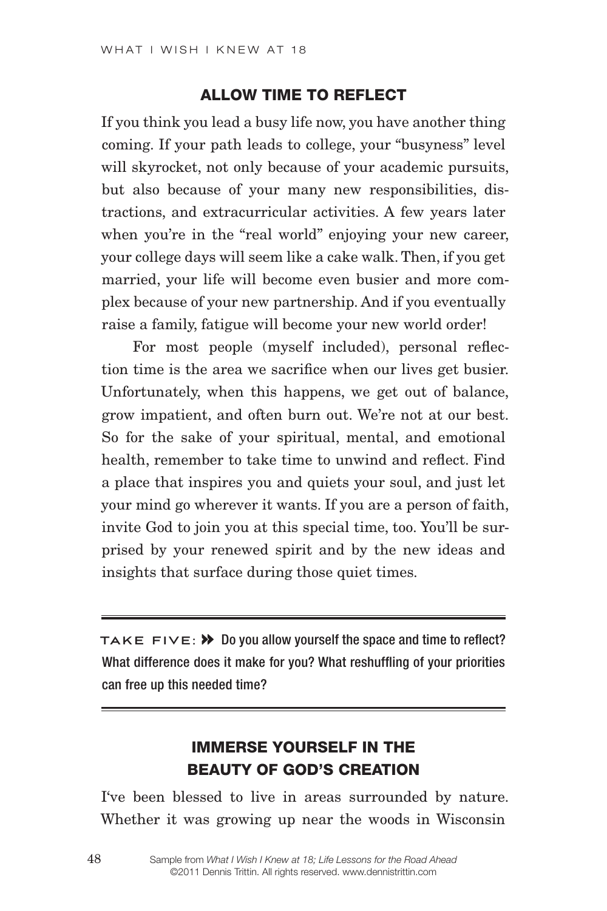## ALLOW TIME TO REFLECT

If you think you lead a busy life now, you have another thing coming. If your path leads to college, your "busyness" level will skyrocket, not only because of your academic pursuits, but also because of your many new responsibilities, distractions, and extracurricular activities. A few years later when you're in the "real world" enjoying your new career, your college days will seem like a cake walk. Then, if you get married, your life will become even busier and more complex because of your new partnership. And if you eventually raise a family, fatigue will become your new world order!

For most people (myself included), personal reflection time is the area we sacrifice when our lives get busier. Unfortunately, when this happens, we get out of balance, grow impatient, and often burn out. We're not at our best. So for the sake of your spiritual, mental, and emotional health, remember to take time to unwind and reflect. Find a place that inspires you and quiets your soul, and just let your mind go wherever it wants. If you are a person of faith, invite God to join you at this special time, too. You'll be surprised by your renewed spirit and by the new ideas and insights that surface during those quiet times.

---

**TAKE FIVE:** » **Do you allow yourself the space and time to reflect? What difference does it make for you? What reshuffling of your priorities can free up this needed time?**

---

## IMMERSE YOURSELF IN THE BEAUTY OF GOD'S CREATION

I've been blessed to live in areas surrounded by nature. Whether it was growing up near the woods in Wisconsin

Sample from *What I Wish I Knew at 18; Life Lessons for the Road Ahead*
©2011 Dennis Trittin. All rights reserved. www.dennistrittin.com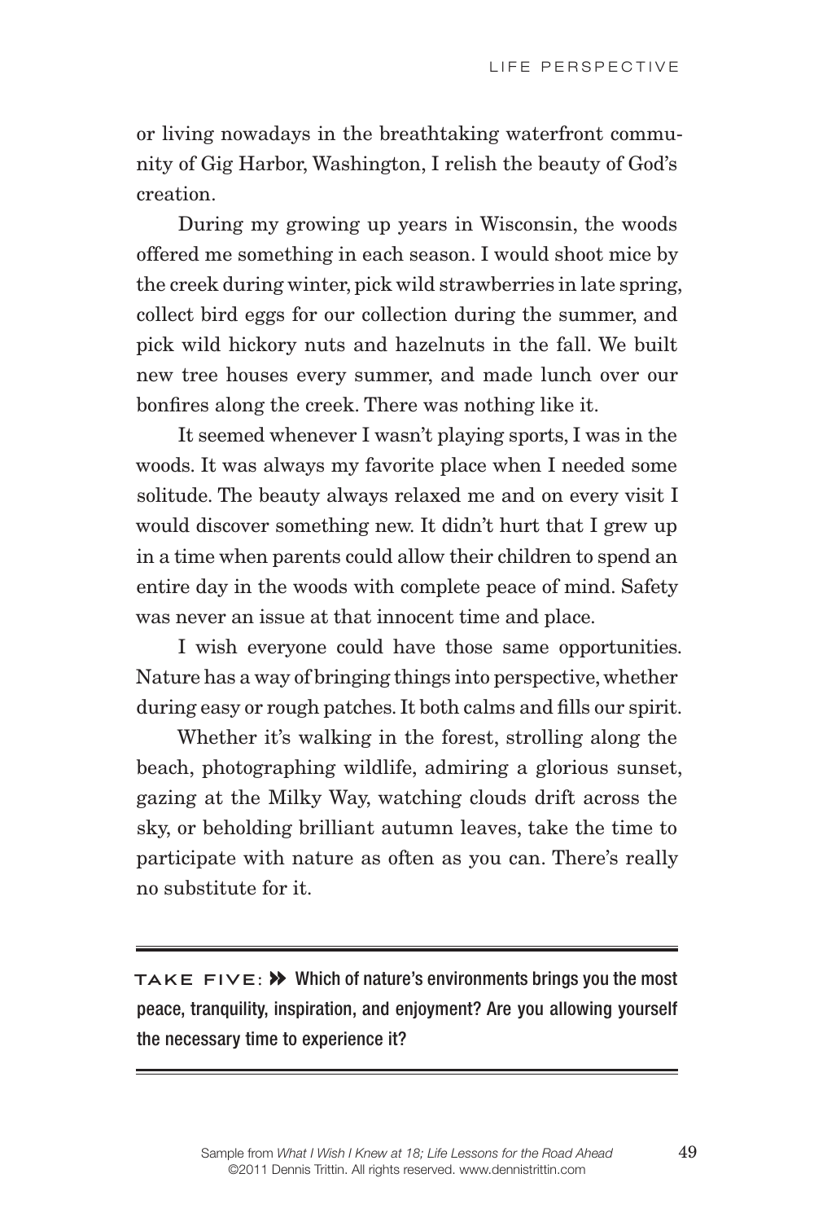or living nowadays in the breathtaking waterfront community of Gig Harbor, Washington, I relish the beauty of God's creation.

During my growing up years in Wisconsin, the woods offered me something in each season. I would shoot mice by the creek during winter, pick wild strawberries in late spring, collect bird eggs for our collection during the summer, and pick wild hickory nuts and hazelnuts in the fall. We built new tree houses every summer, and made lunch over our bonfires along the creek. There was nothing like it.

It seemed whenever I wasn't playing sports, I was in the woods. It was always my favorite place when I needed some solitude. The beauty always relaxed me and on every visit I would discover something new. It didn't hurt that I grew up in a time when parents could allow their children to spend an entire day in the woods with complete peace of mind. Safety was never an issue at that innocent time and place.

I wish everyone could have those same opportunities. Nature has a way of bringing things into perspective, whether during easy or rough patches. It both calms and fills our spirit.

Whether it's walking in the forest, strolling along the beach, photographing wildlife, admiring a glorious sunset, gazing at the Milky Way, watching clouds drift across the sky, or beholding brilliant autumn leaves, take the time to participate with nature as often as you can. There's really no substitute for it.

---

**TAKE FIVE: ⮞⮞ Which of nature's environments brings you the most peace, tranquility, inspiration, and enjoyment? Are you allowing yourself the necessary time to experience it?**

---

Sample from *What I Wish I Knew at 18; Life Lessons for the Road Ahead*
©2011 Dennis Trittin. All rights reserved. www.dennistrittin.com